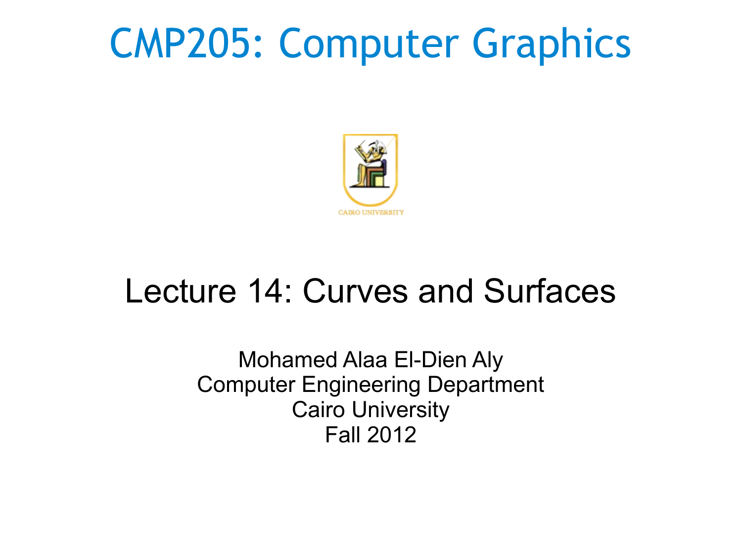# CMP205: Computer Graphics

CAIRO UNIVERSITY

## Lecture 14: Curves and Surfaces

Mohamed Alaa El-Dien Aly
Computer Engineering Department
Cairo University
Fall 2012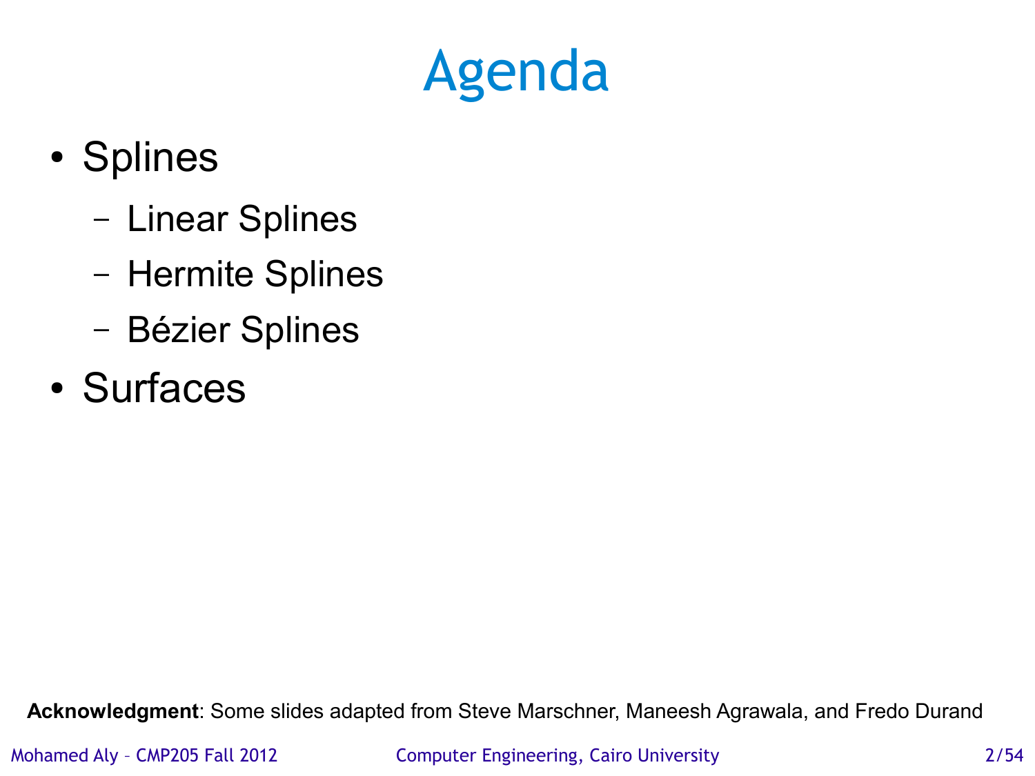# Agenda

- Splines
  - Linear Splines
  - Hermite Splines
  - Bézier Splines
- Surfaces

**Acknowledgment**: Some slides adapted from Steve Marschner, Maneesh Agrawala, and Fredo Durand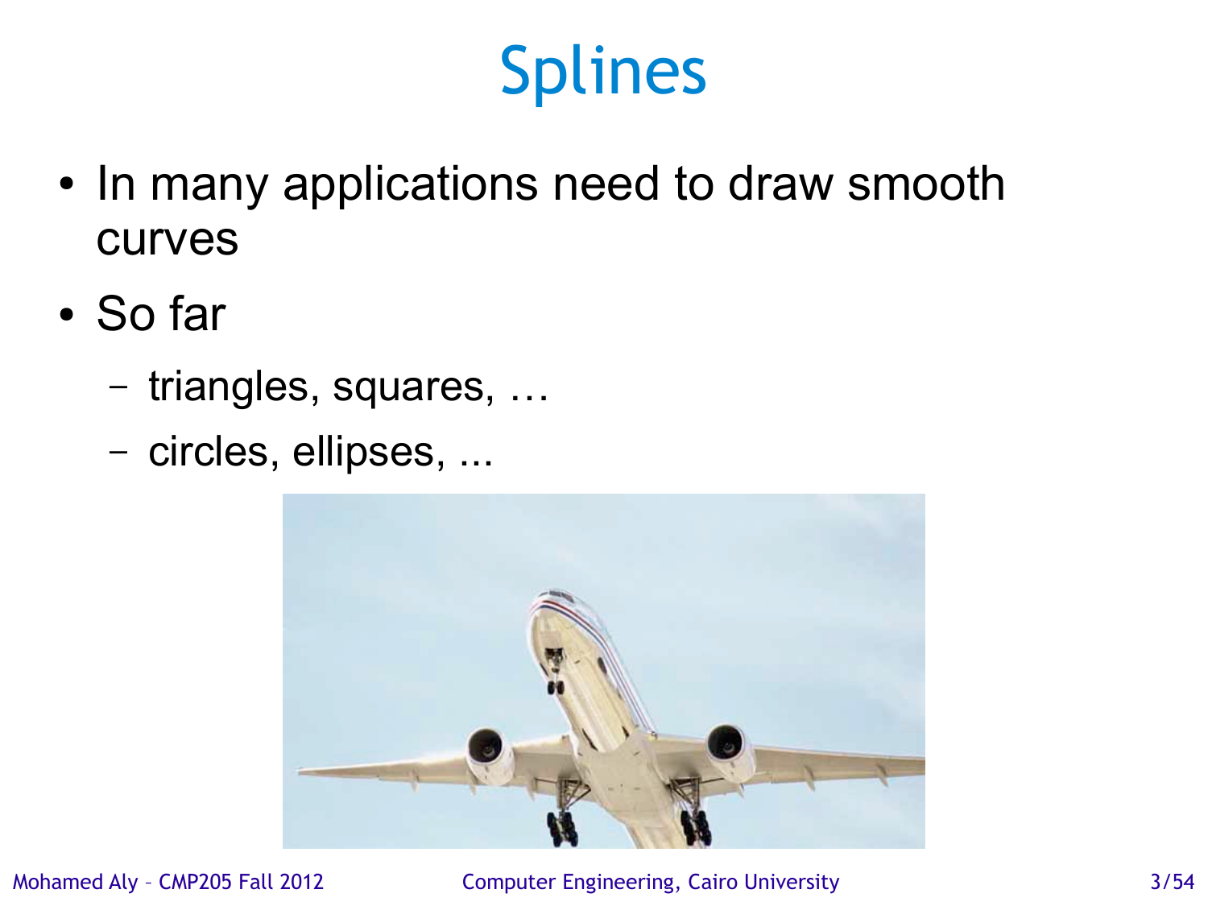# Splines

- In many applications need to draw smooth curves
- So far
  - triangles, squares, …
  - circles, ellipses, ...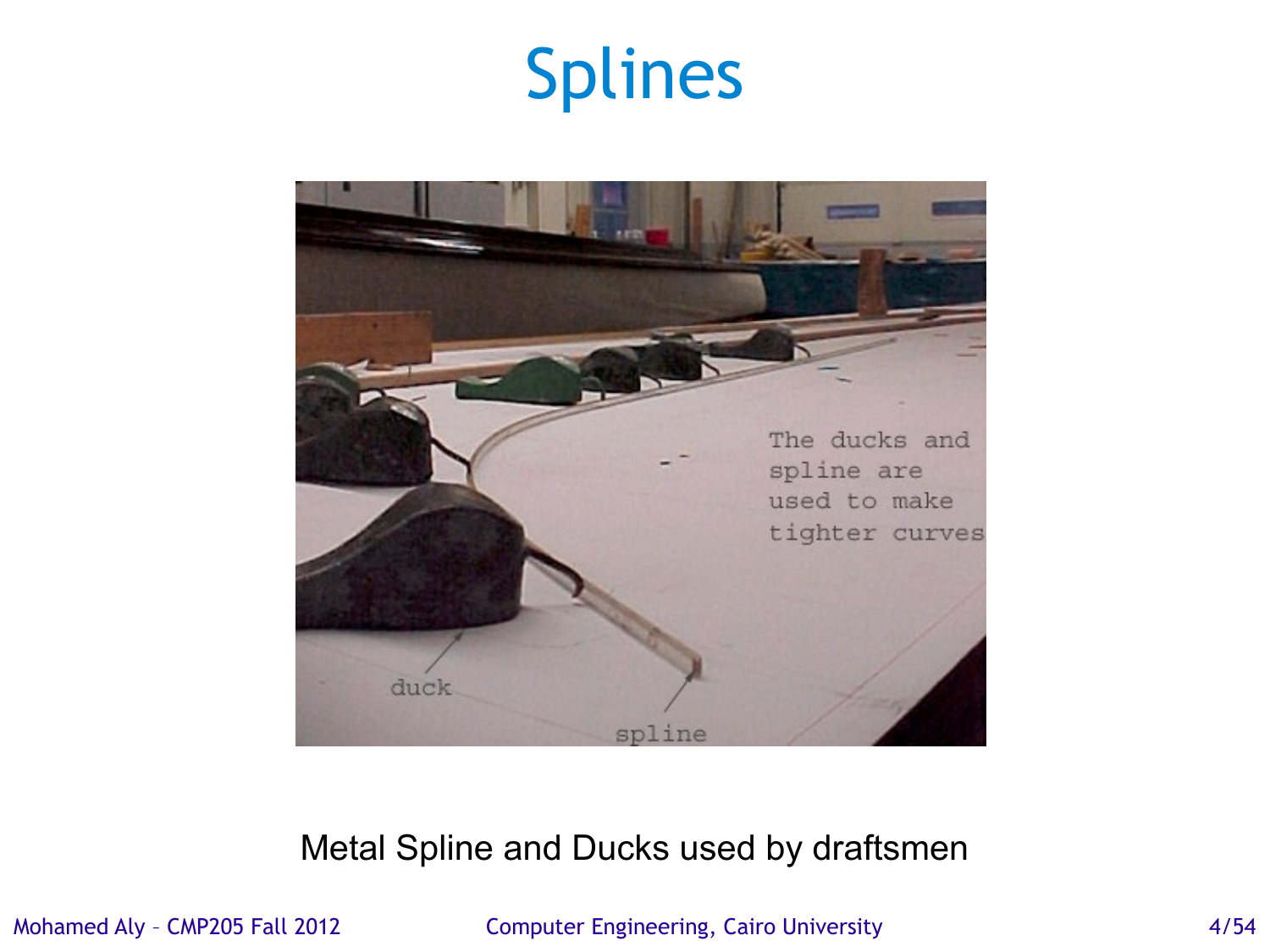# Splines

Metal Spline and Ducks used by draftsmen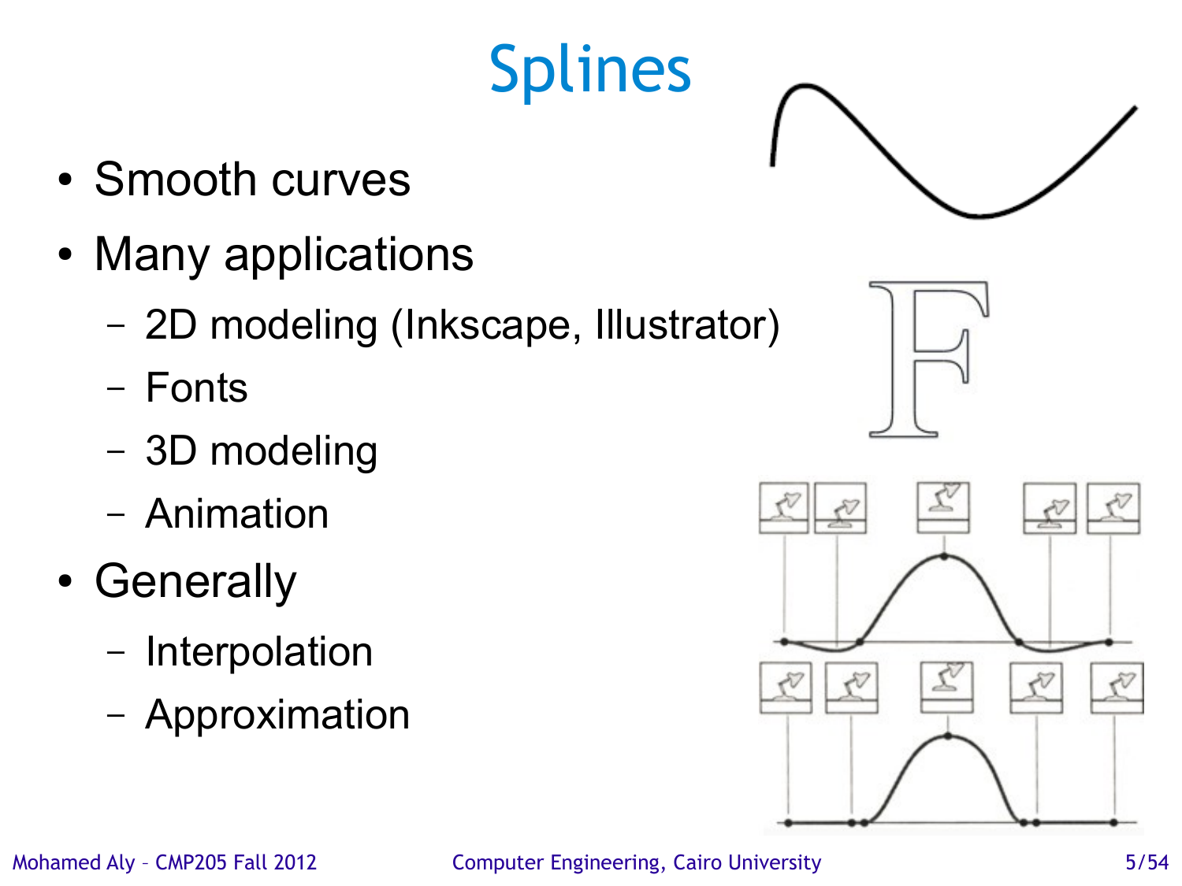# Splines

- Smooth curves
- Many applications
  - 2D modeling (Inkscape, Illustrator)
  - Fonts
  - 3D modeling
  - Animation
- Generally
  - Interpolation
  - Approximation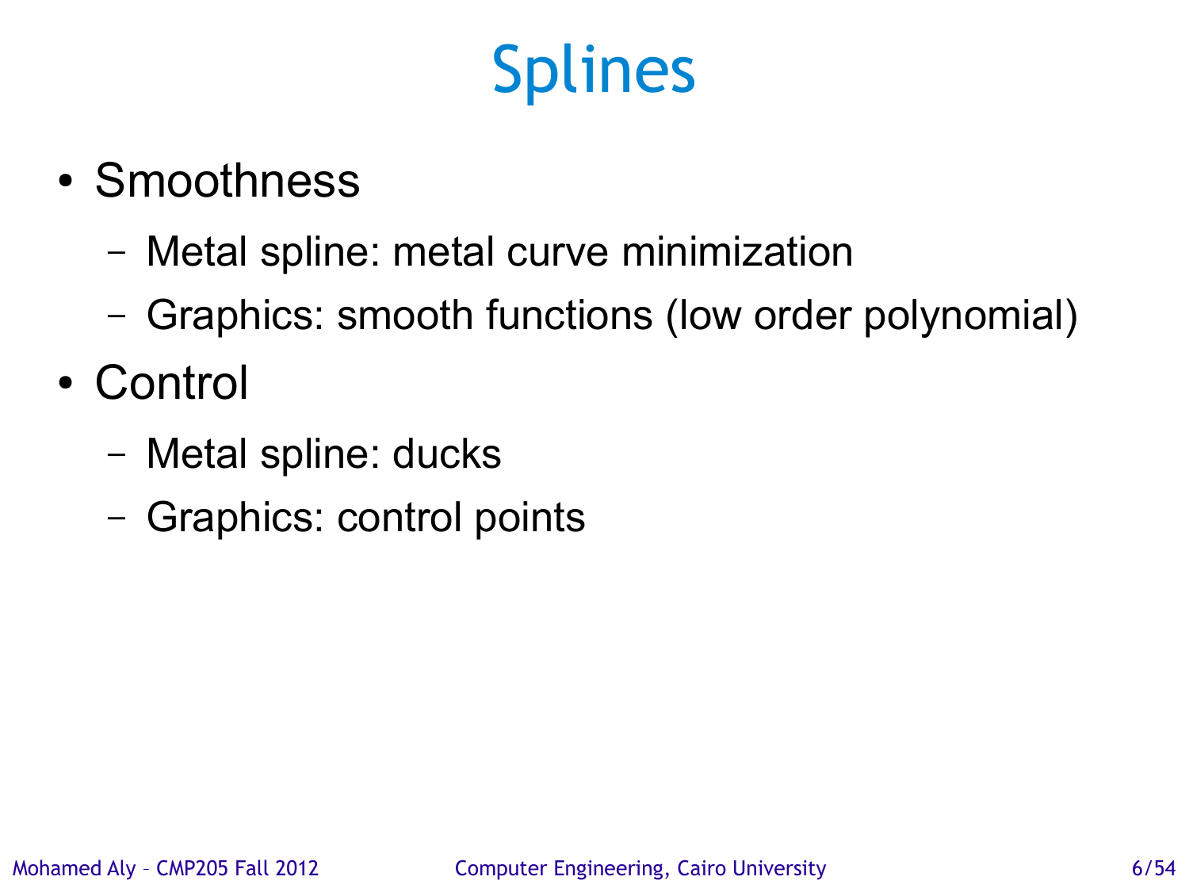# Splines

- Smoothness
  - Metal spline: metal curve minimization
  - Graphics: smooth functions (low order polynomial)
- Control
  - Metal spline: ducks
  - Graphics: control points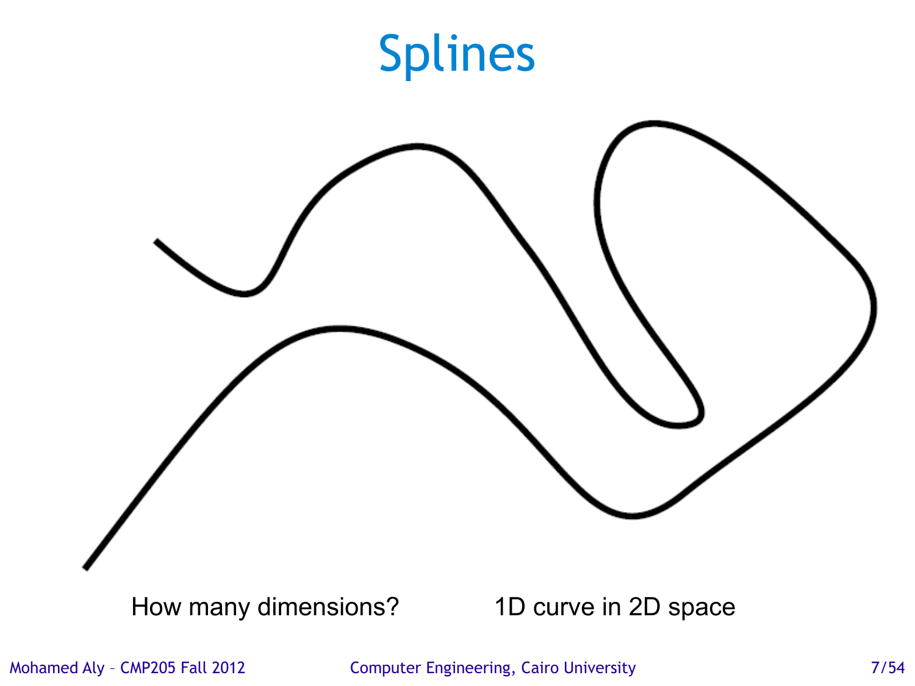# Splines

How many dimensions? 1D curve in 2D space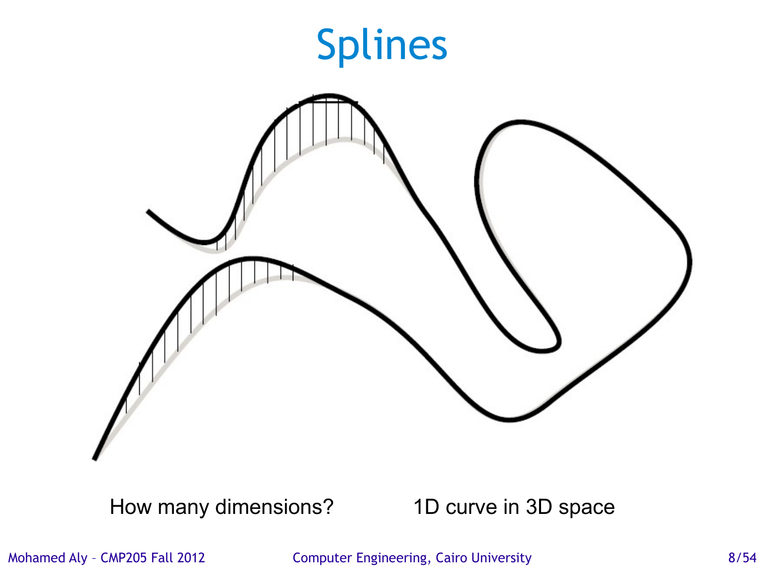# Splines

How many dimensions? 1D curve in 3D space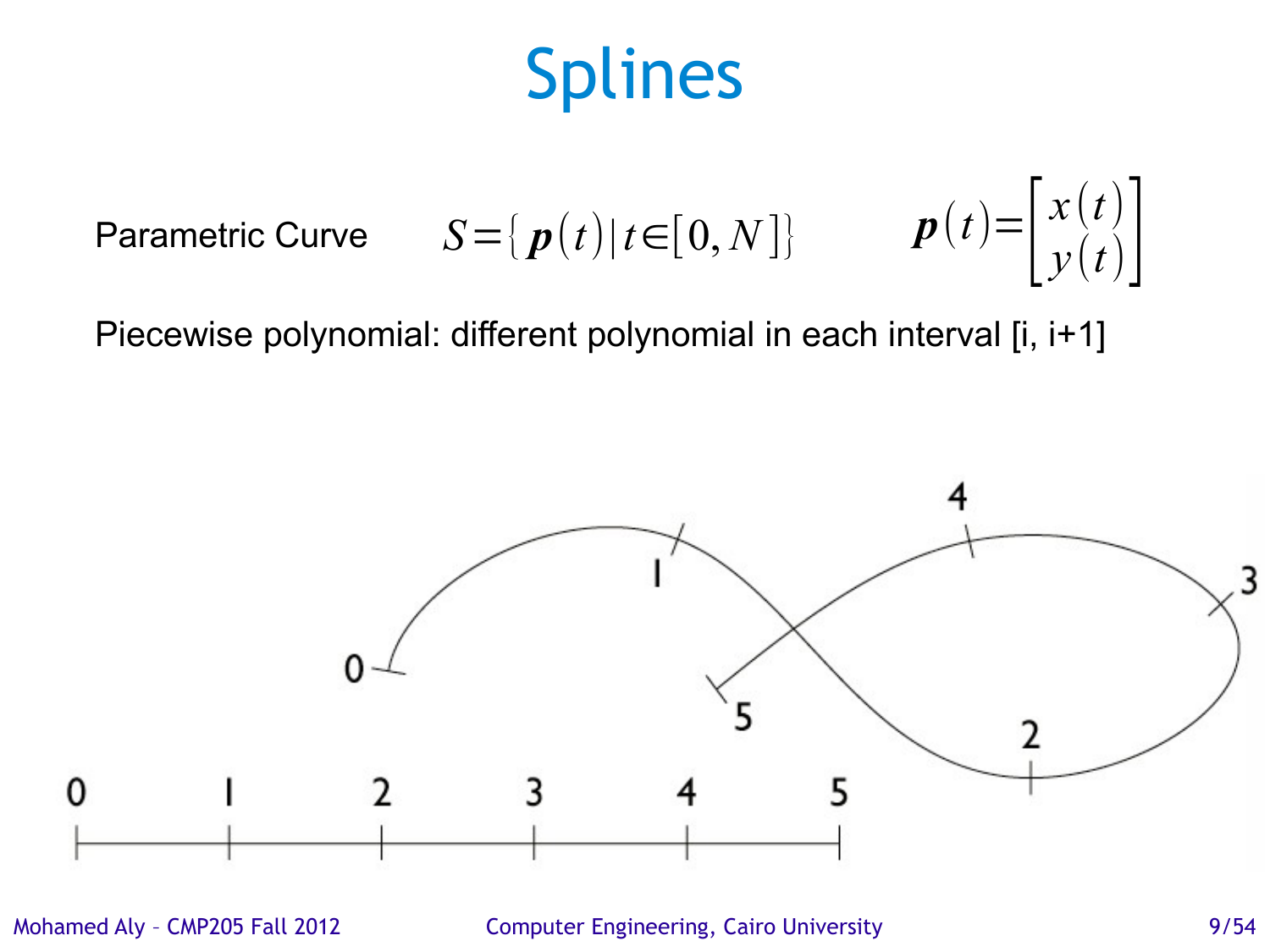# Splines

Parametric Curve $S = \{ \boldsymbol{p}(t) \mid t \in [0, N] \}$ $\boldsymbol{p}(t) = \begin{bmatrix} x(t) \\ y(t) \end{bmatrix}$

Piecewise polynomial: different polynomial in each interval [i, i+1]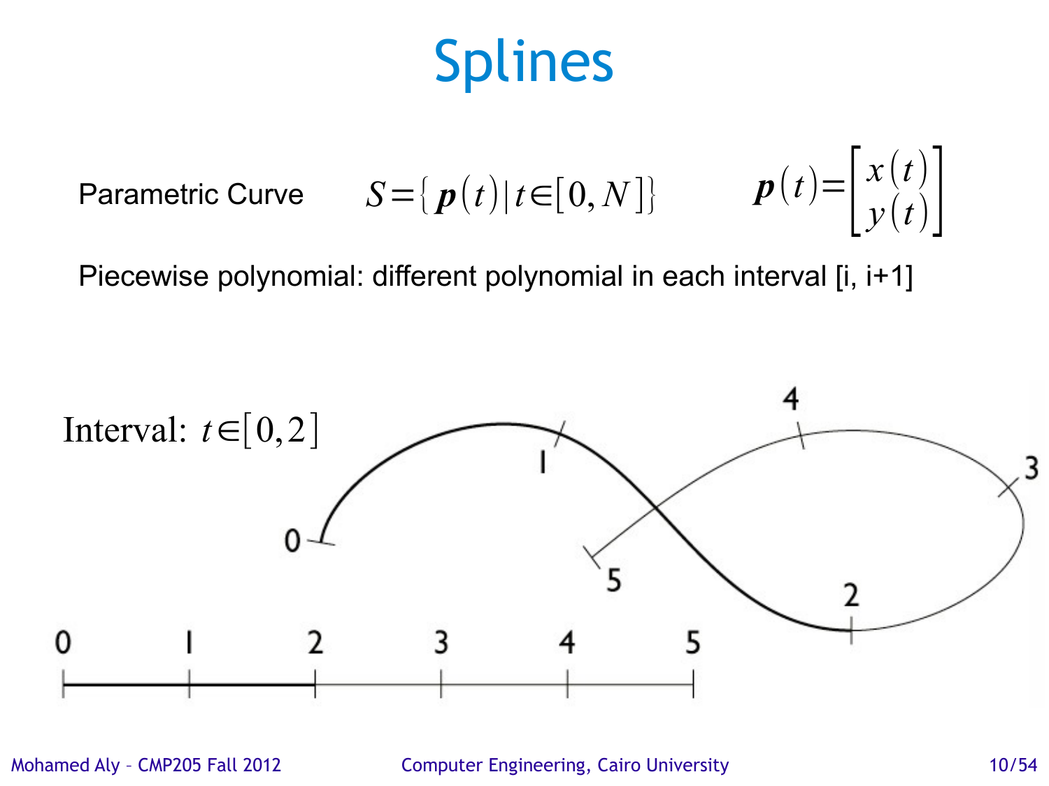# Splines

Parametric Curve $S = \{ \boldsymbol{p}(t) \mid t \in [0, N] \}$ $\boldsymbol{p}(t) = \begin{bmatrix} x(t) \\ y(t) \end{bmatrix}$

Piecewise polynomial: different polynomial in each interval [i, i+1]

Interval: $t \in [0, 2]$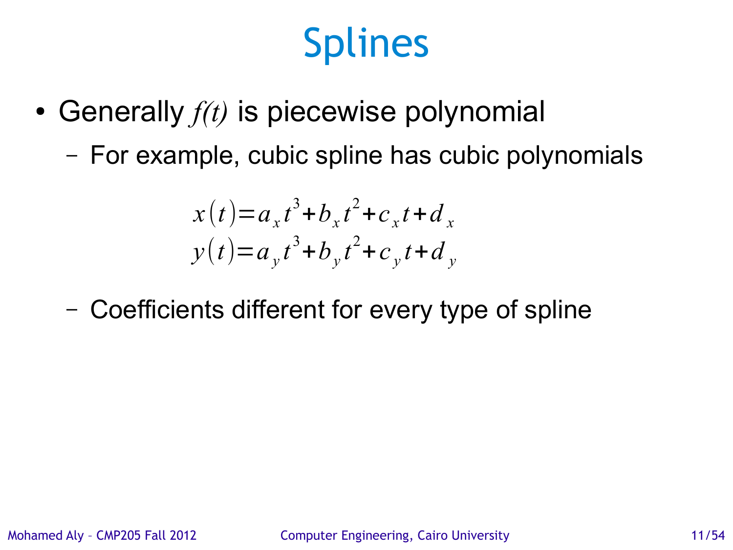# Splines

- Generally $f(t)$ is piecewise polynomial
  - For example, cubic spline has cubic polynomials

$$x(t) = a_x t^3 + b_x t^2 + c_x t + d_x$$
$$y(t) = a_y t^3 + b_y t^2 + c_y t + d_y$$

  - Coefficients different for every type of spline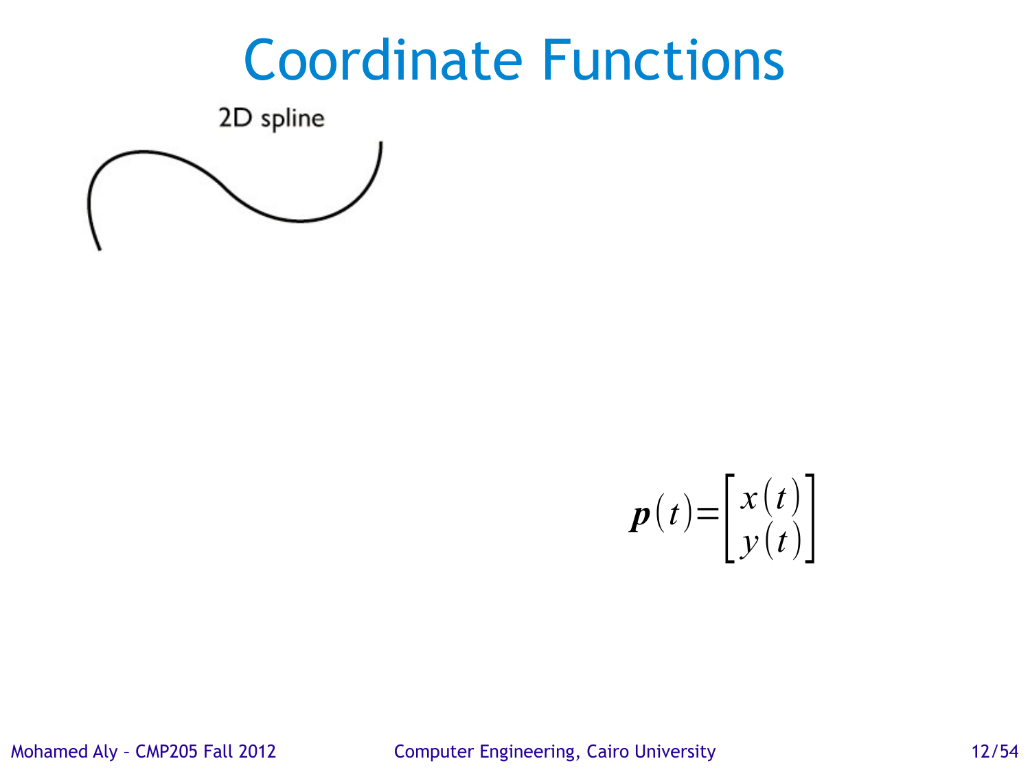# Coordinate Functions

2D spline

$$\boldsymbol{p}(t) = \begin{bmatrix} x(t) \\ y(t) \end{bmatrix}$$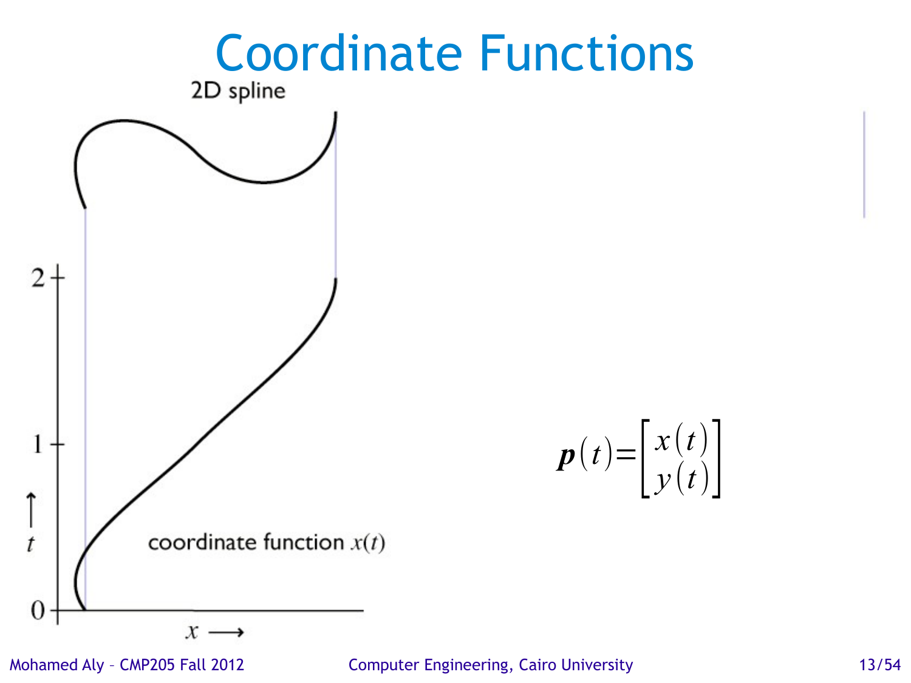# Coordinate Functions

2D spline

coordinate function $x(t)$

$$\boldsymbol{p}(t)=\begin{bmatrix} x(t) \\ y(t) \end{bmatrix}$$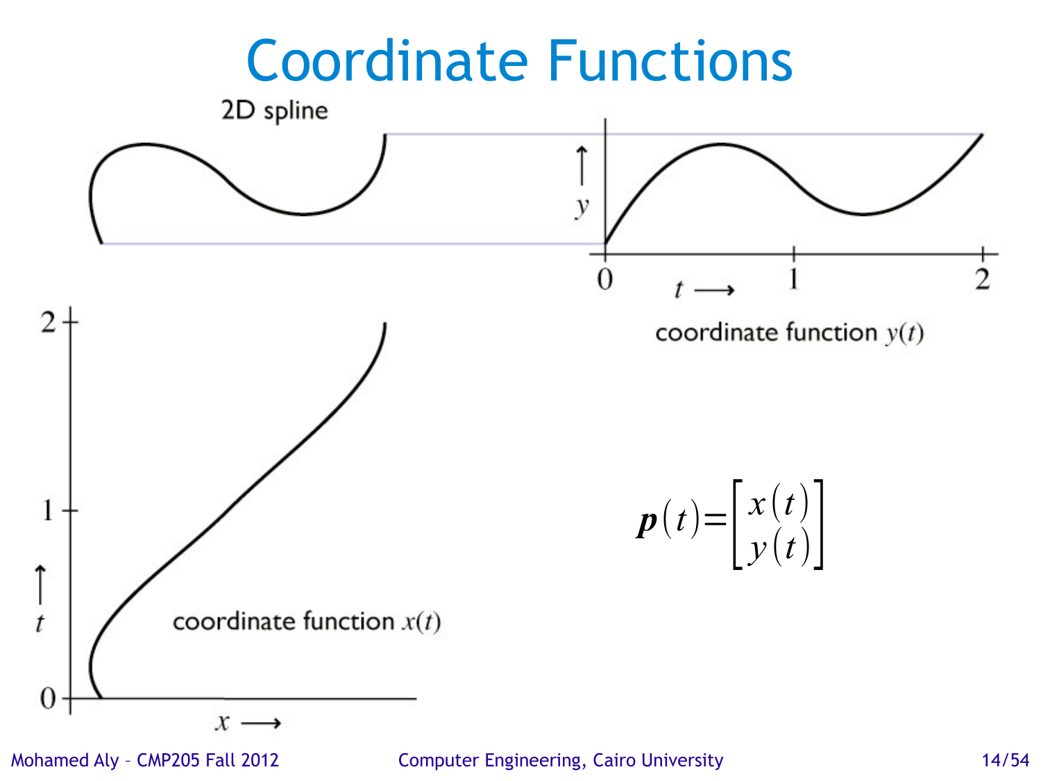# Coordinate Functions

2D spline

coordinate function $y(t)$

coordinate function $x(t)$

$$\boldsymbol{p}(t)=\begin{bmatrix} x(t) \\ y(t) \end{bmatrix}$$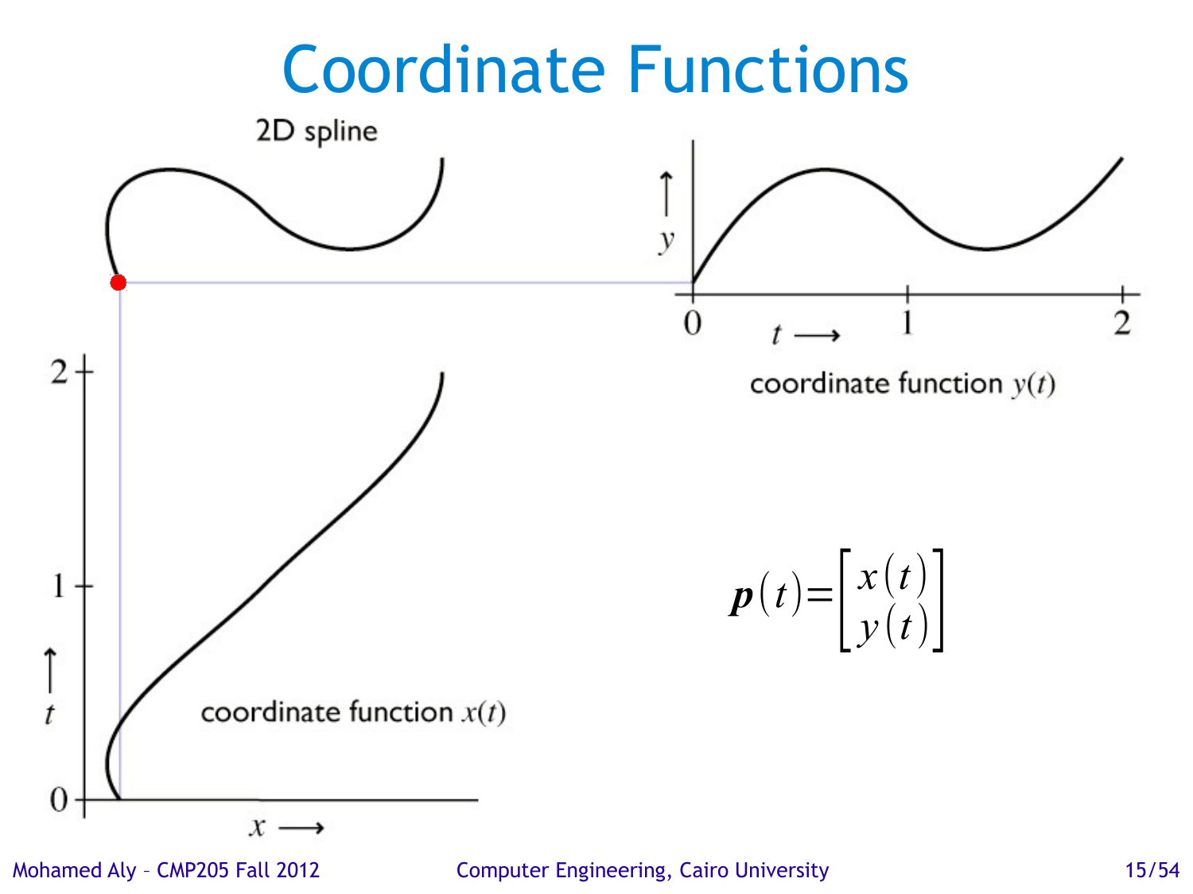# Coordinate Functions

2D spline

coordinate function $y(t)$

coordinate function $x(t)$

$$\boldsymbol{p}(t) = \begin{bmatrix} x(t) \\ y(t) \end{bmatrix}$$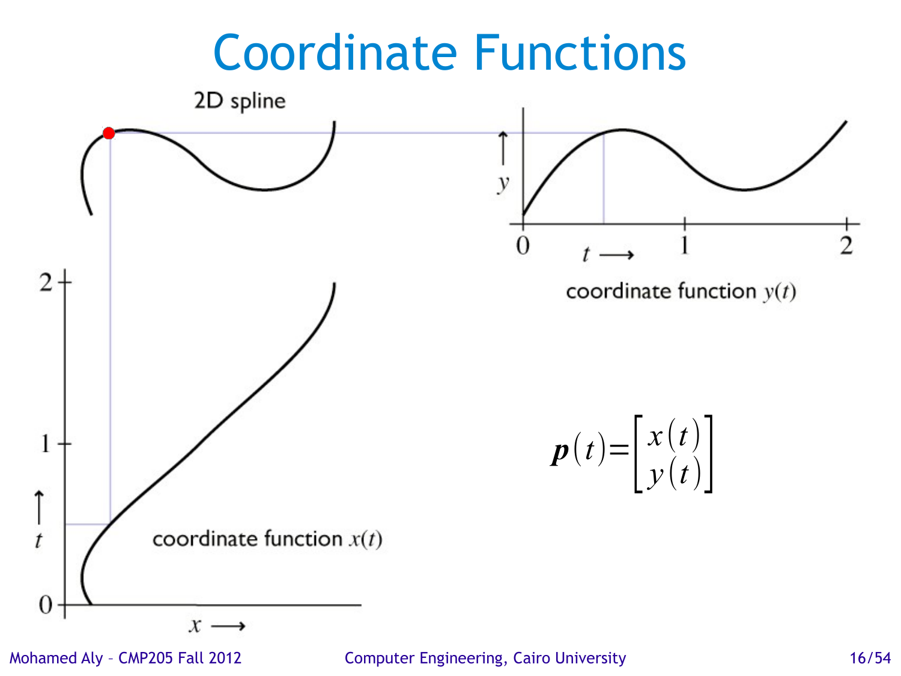# Coordinate Functions

2D spline

coordinate function $y(t)$

coordinate function $x(t)$

$$\boldsymbol{p}(t) = \begin{bmatrix} x(t) \\ y(t) \end{bmatrix}$$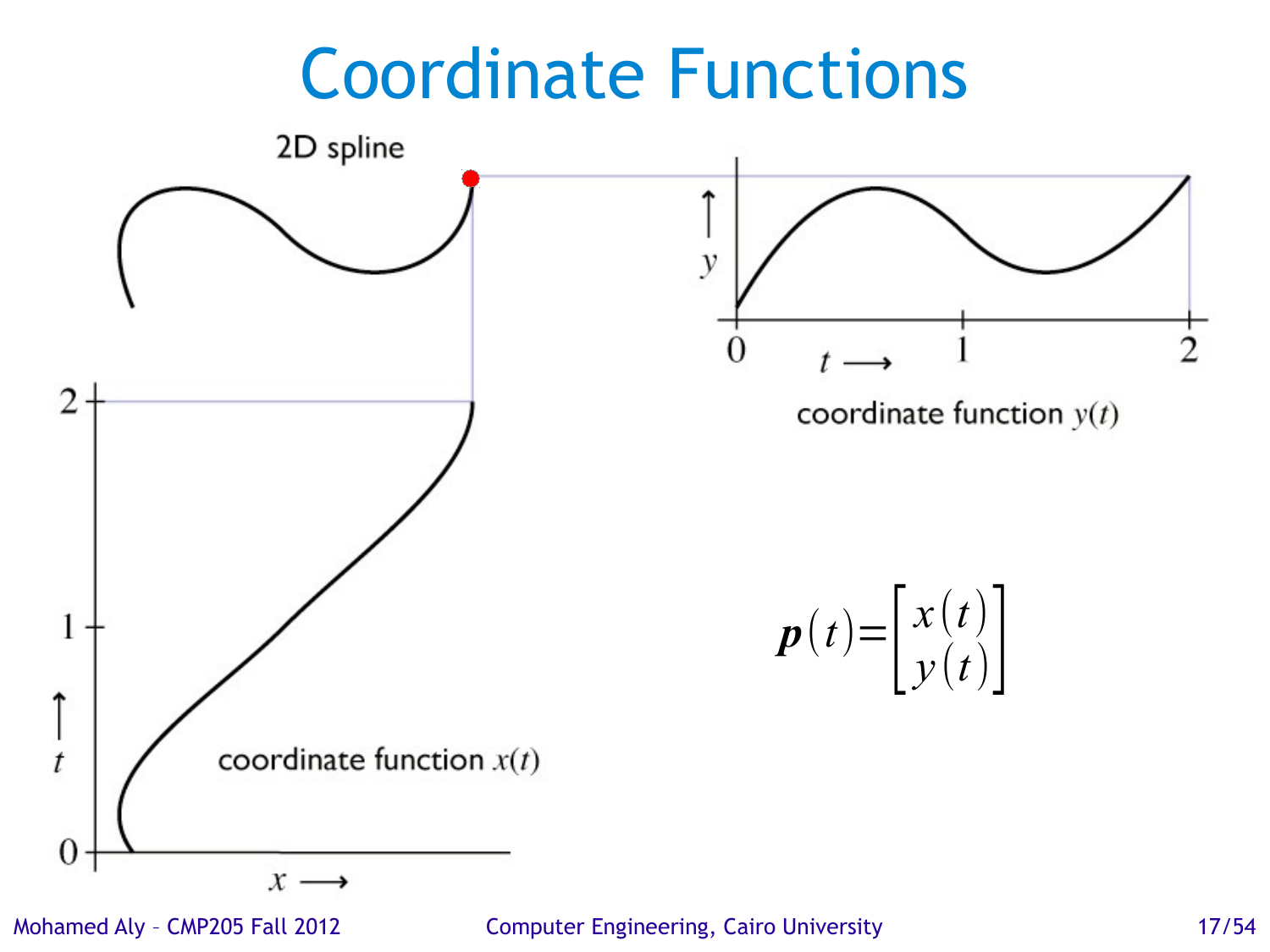# Coordinate Functions

2D spline

coordinate function $y(t)$

coordinate function $x(t)$

$$\boldsymbol{p}(t) = \begin{bmatrix} x(t) \\ y(t) \end{bmatrix}$$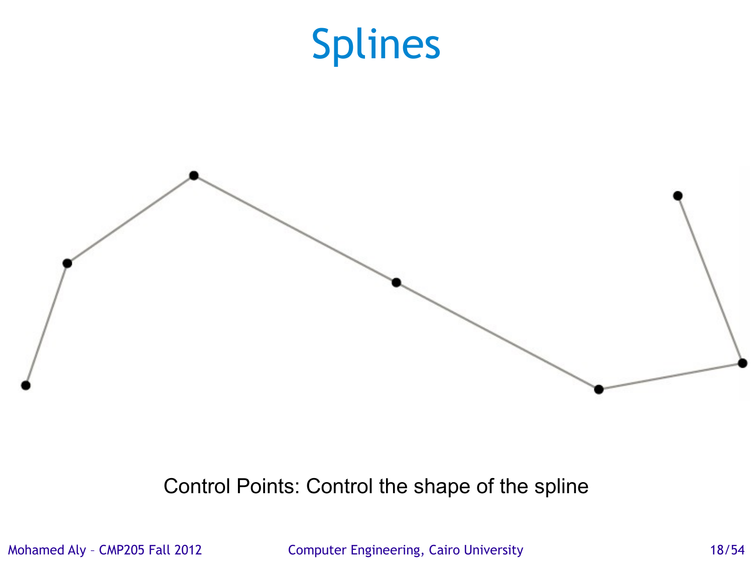# Splines

Control Points: Control the shape of the spline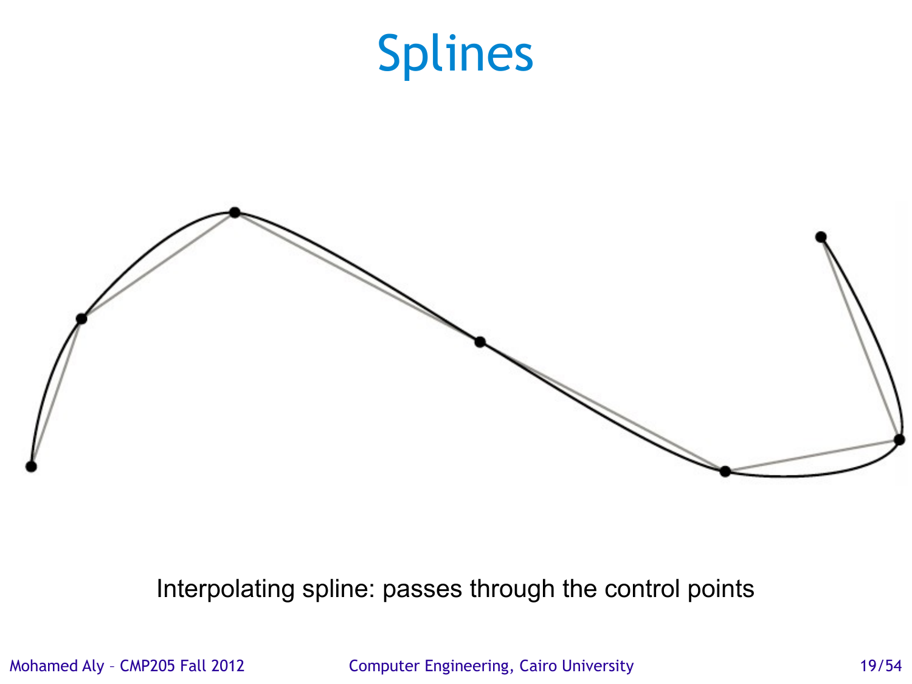# Splines

Interpolating spline: passes through the control points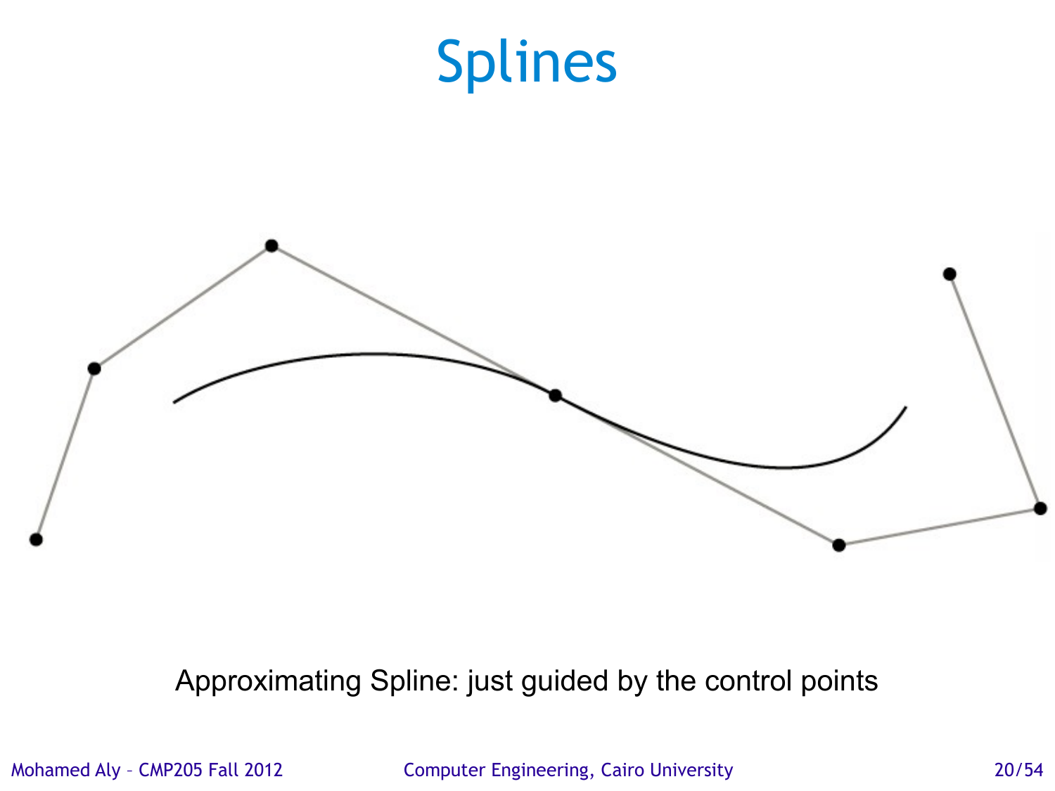# Splines

Approximating Spline: just guided by the control points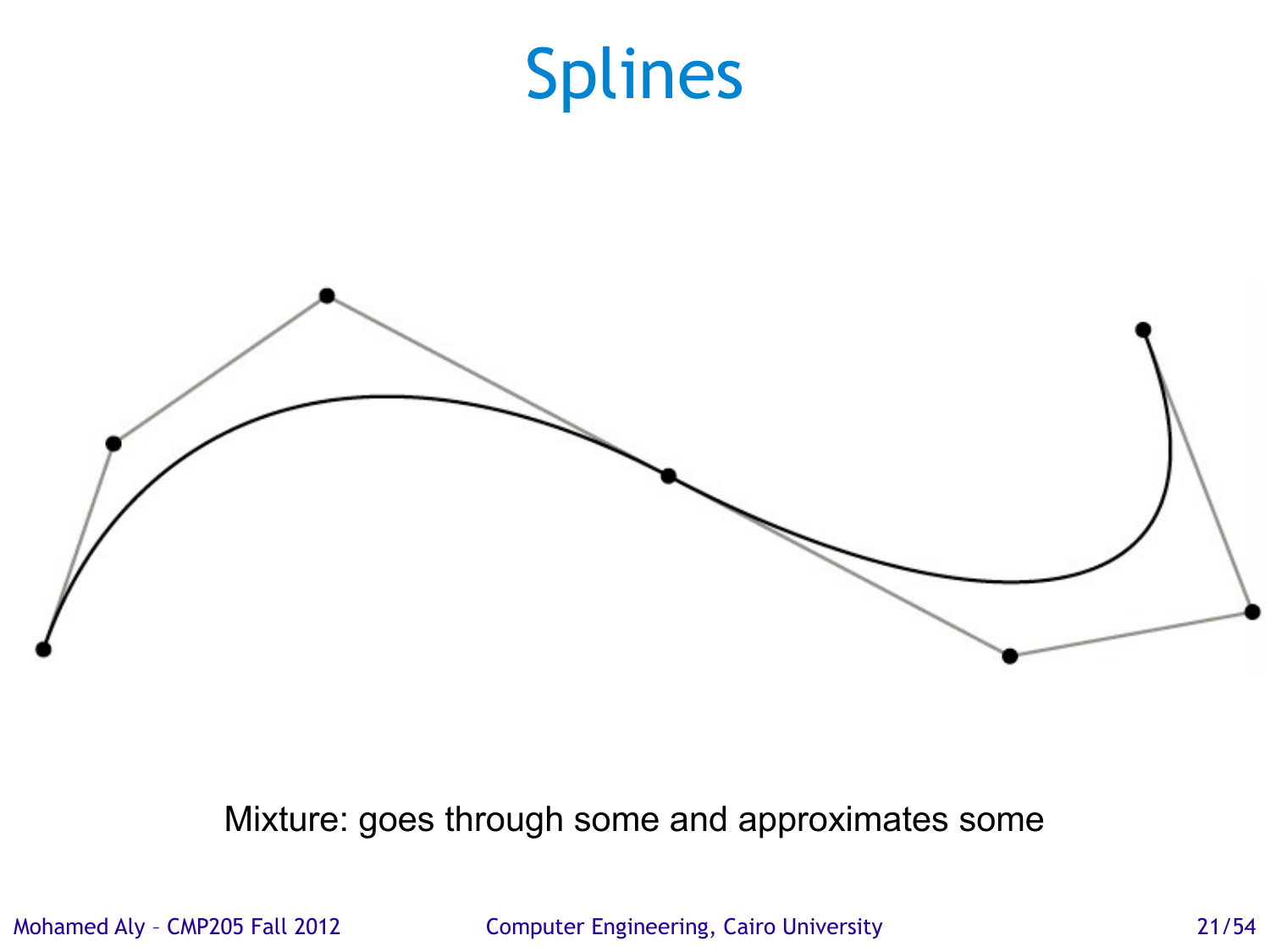# Splines

Mixture: goes through some and approximates some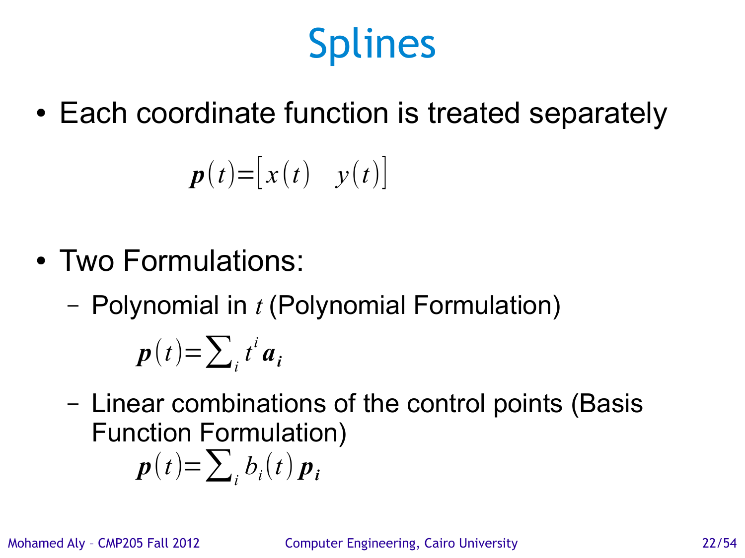# Splines

- Each coordinate function is treated separately

$$\boldsymbol{p}(t) = \begin{bmatrix} x(t) & y(t) \end{bmatrix}$$

- Two Formulations:
  - Polynomial in $t$ (Polynomial Formulation)

    $$\boldsymbol{p}(t) = \sum_i t^i \boldsymbol{a_i}$$

  - Linear combinations of the control points (Basis Function Formulation)

    $$\boldsymbol{p}(t) = \sum_i b_i(t) \boldsymbol{p_i}$$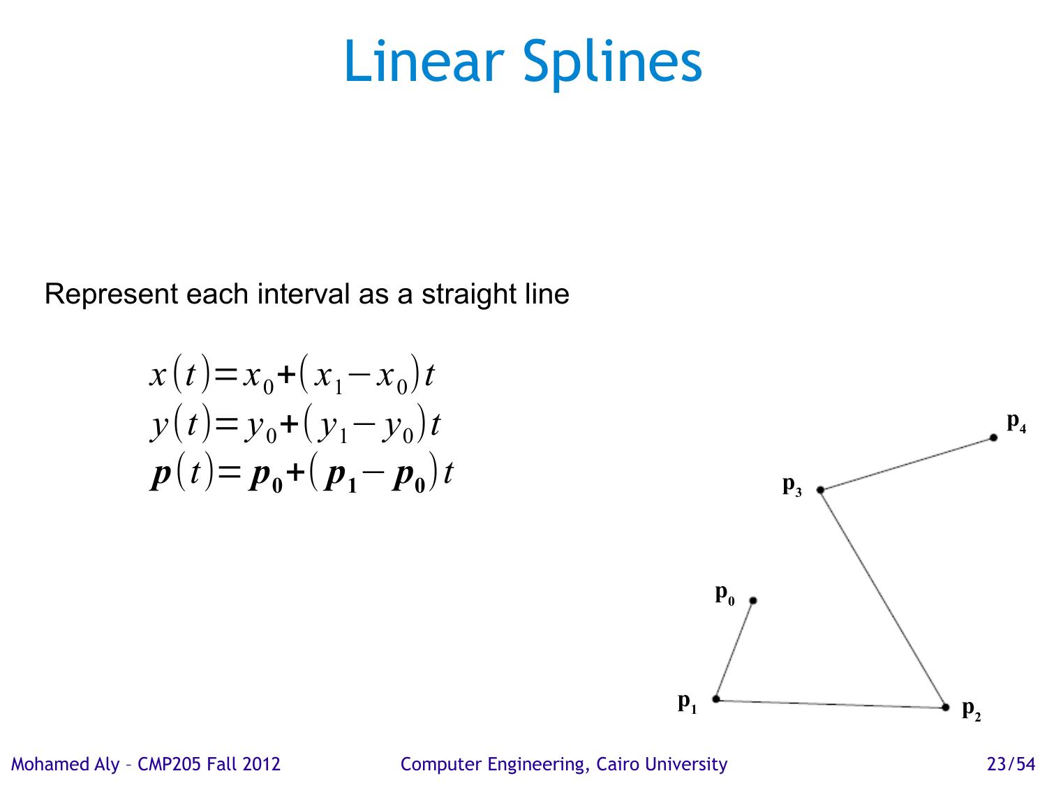# Linear Splines

Represent each interval as a straight line

$$x(t) = x_0 + (x_1 - x_0)t$$
$$y(t) = y_0 + (y_1 - y_0)t$$
$$\boldsymbol{p}(t) = \boldsymbol{p_0} + (\boldsymbol{p_1} - \boldsymbol{p_0})t$$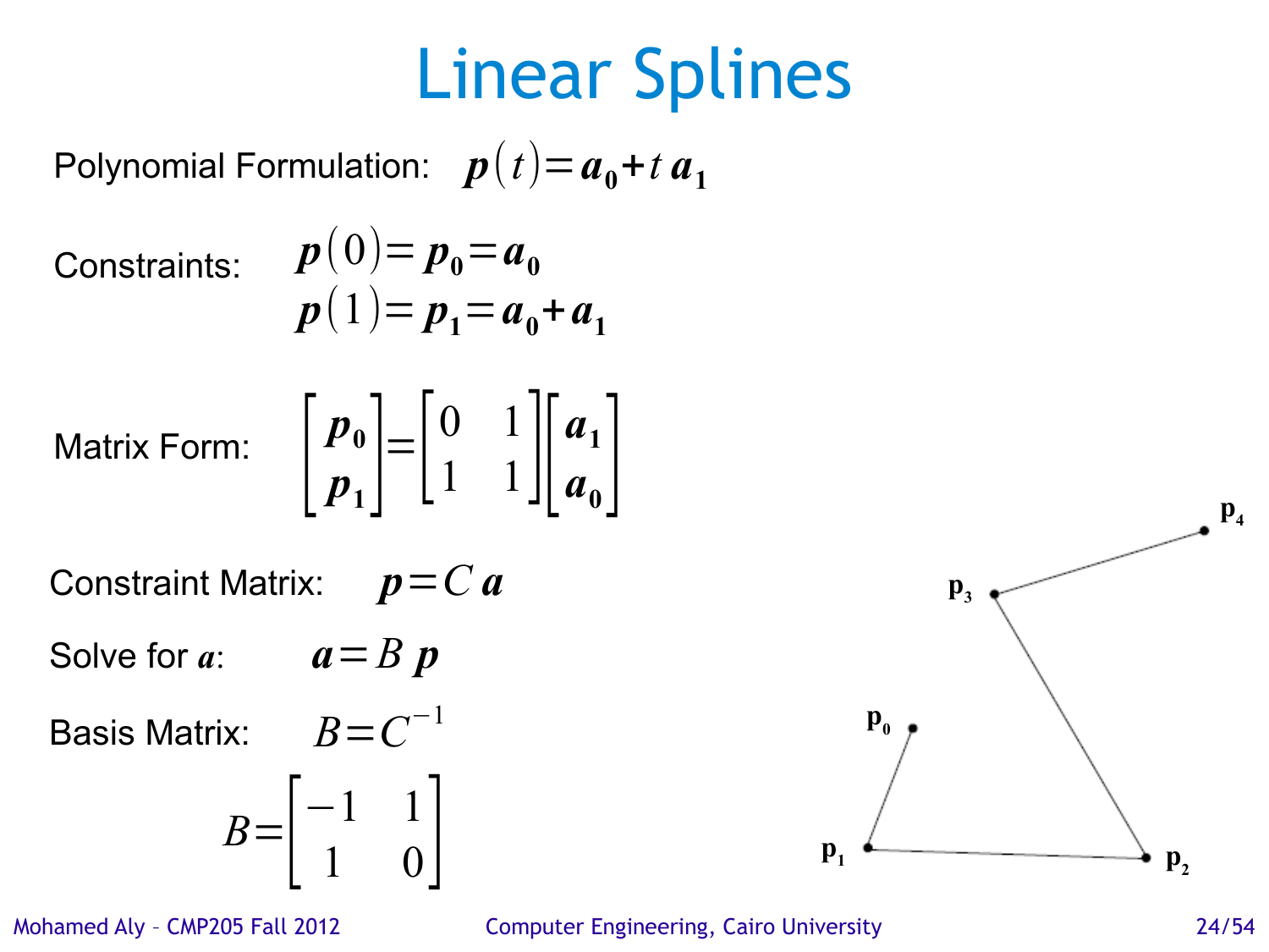# Linear Splines

Polynomial Formulation: $\boldsymbol{p}(t) = \boldsymbol{a}_0 + t\,\boldsymbol{a}_1$

Constraints:

$$\boldsymbol{p}(0) = \boldsymbol{p}_0 = \boldsymbol{a}_0$$
$$\boldsymbol{p}(1) = \boldsymbol{p}_1 = \boldsymbol{a}_0 + \boldsymbol{a}_1$$

Matrix Form:

$$\begin{bmatrix} \boldsymbol{p}_0 \\ \boldsymbol{p}_1 \end{bmatrix} = \begin{bmatrix} 0 & 1 \\ 1 & 1 \end{bmatrix} \begin{bmatrix} \boldsymbol{a}_1 \\ \boldsymbol{a}_0 \end{bmatrix}$$

Constraint Matrix: $\boldsymbol{p} = C\,\boldsymbol{a}$

Solve for $\boldsymbol{a}$: $\boldsymbol{a} = B\,\boldsymbol{p}$

Basis Matrix: $B = C^{-1}$

$$B = \begin{bmatrix} -1 & 1 \\ 1 & 0 \end{bmatrix}$$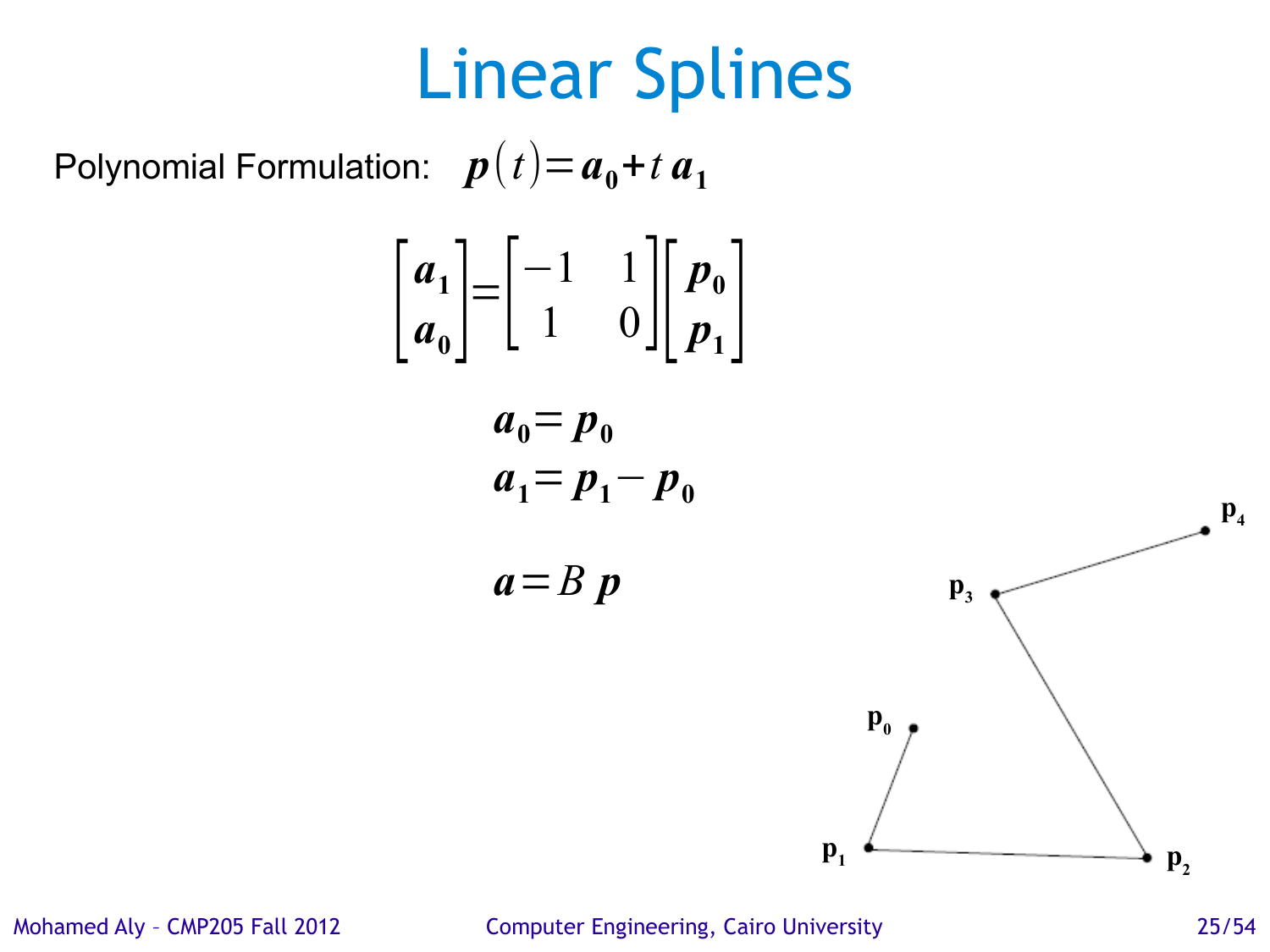# Linear Splines

Polynomial Formulation: $\boldsymbol{p}(t) = \boldsymbol{a}_0 + t\,\boldsymbol{a}_1$

$$\begin{bmatrix} \boldsymbol{a}_1 \\ \boldsymbol{a}_0 \end{bmatrix} = \begin{bmatrix} -1 & 1 \\ 1 & 0 \end{bmatrix} \begin{bmatrix} \boldsymbol{p}_0 \\ \boldsymbol{p}_1 \end{bmatrix}$$

$$\boldsymbol{a}_0 = \boldsymbol{p}_0$$
$$\boldsymbol{a}_1 = \boldsymbol{p}_1 - \boldsymbol{p}_0$$

$$\boldsymbol{a} = B\,\boldsymbol{p}$$

$\mathbf{p}_0$, $\mathbf{p}_1$, $\mathbf{p}_2$, $\mathbf{p}_3$, $\mathbf{p}_4$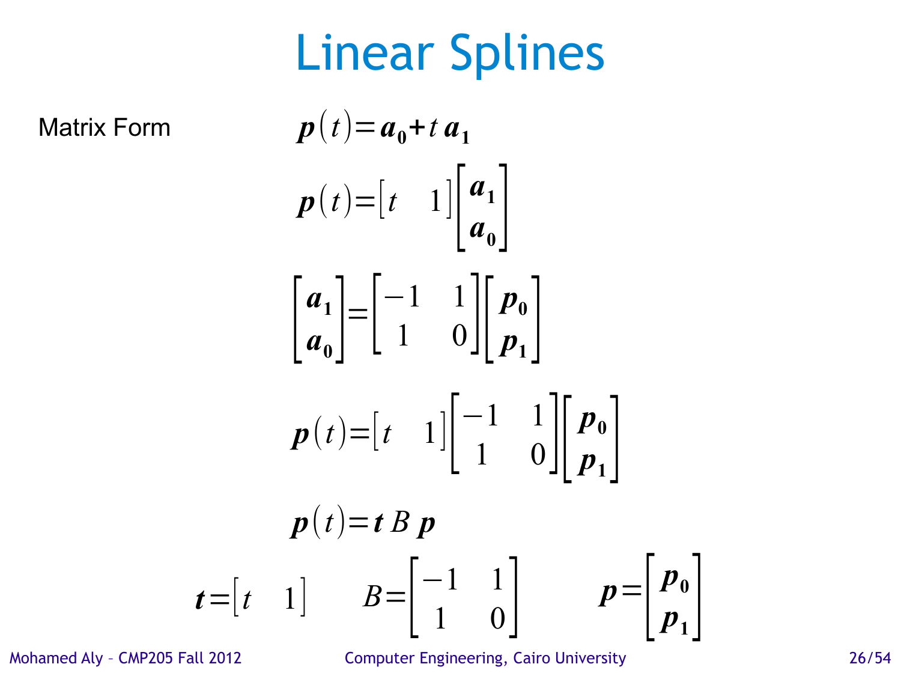# Linear Splines

Matrix Form

$$\boldsymbol{p}(t)=\boldsymbol{a_0}+t\,\boldsymbol{a_1}$$

$$\boldsymbol{p}(t)=\begin{bmatrix} t & 1 \end{bmatrix}\begin{bmatrix} \boldsymbol{a_1} \\ \boldsymbol{a_0} \end{bmatrix}$$

$$\begin{bmatrix} \boldsymbol{a_1} \\ \boldsymbol{a_0} \end{bmatrix}=\begin{bmatrix} -1 & 1 \\ 1 & 0 \end{bmatrix}\begin{bmatrix} \boldsymbol{p_0} \\ \boldsymbol{p_1} \end{bmatrix}$$

$$\boldsymbol{p}(t)=\begin{bmatrix} t & 1 \end{bmatrix}\begin{bmatrix} -1 & 1 \\ 1 & 0 \end{bmatrix}\begin{bmatrix} \boldsymbol{p_0} \\ \boldsymbol{p_1} \end{bmatrix}$$

$$\boldsymbol{p}(t)=\boldsymbol{t}\,B\,\boldsymbol{p}$$

$$\boldsymbol{t}=\begin{bmatrix} t & 1 \end{bmatrix} \qquad B=\begin{bmatrix} -1 & 1 \\ 1 & 0 \end{bmatrix} \qquad \boldsymbol{p}=\begin{bmatrix} \boldsymbol{p_0} \\ \boldsymbol{p_1} \end{bmatrix}$$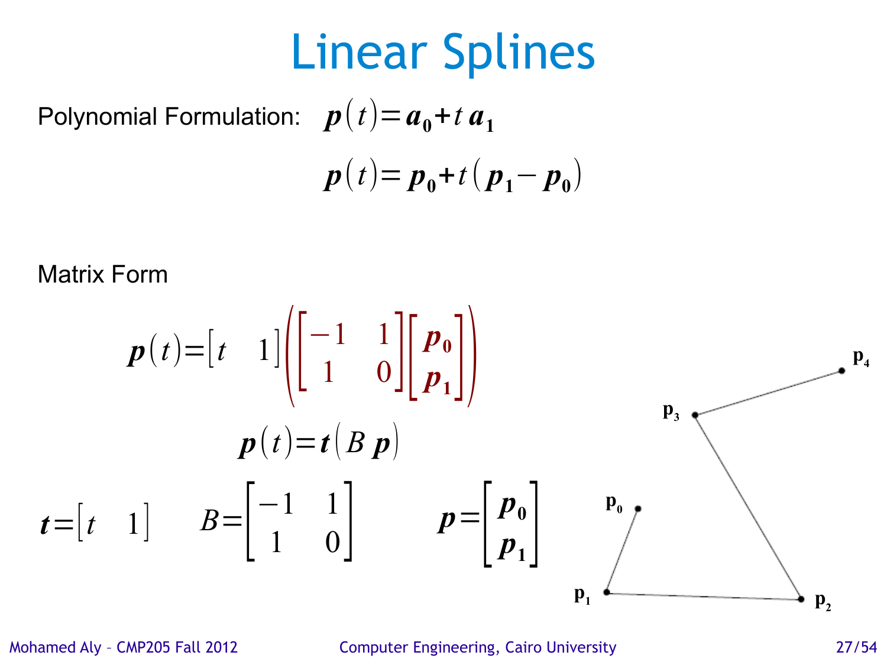# Linear Splines

Polynomial Formulation: $\boldsymbol{p}(t)=\boldsymbol{a_0}+t\,\boldsymbol{a_1}$

$$\boldsymbol{p}(t)=\boldsymbol{p_0}+t(\boldsymbol{p_1}-\boldsymbol{p_0})$$

Matrix Form

$$\boldsymbol{p}(t)=\begin{bmatrix} t & 1 \end{bmatrix}\left(\begin{bmatrix} -1 & 1 \\ 1 & 0 \end{bmatrix}\begin{bmatrix} \boldsymbol{p_0} \\ \boldsymbol{p_1} \end{bmatrix}\right)$$

$$\boldsymbol{p}(t)=\boldsymbol{t}(B\,\boldsymbol{p})$$

$$\boldsymbol{t}=\begin{bmatrix} t & 1 \end{bmatrix} \qquad B=\begin{bmatrix} -1 & 1 \\ 1 & 0 \end{bmatrix} \qquad \boldsymbol{p}=\begin{bmatrix} \boldsymbol{p_0} \\ \boldsymbol{p_1} \end{bmatrix}$$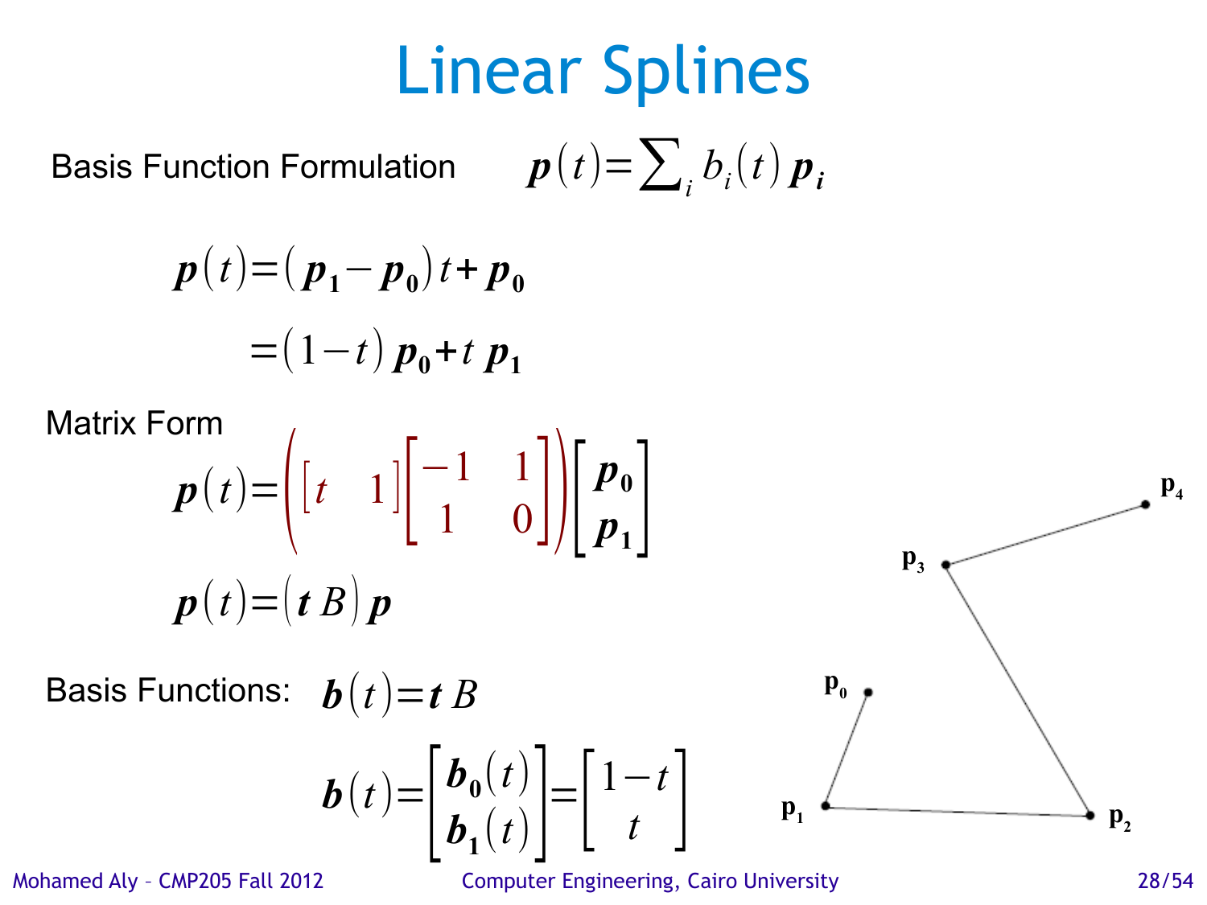# Linear Splines

Basis Function Formulation $\boldsymbol{p}(t) = \sum_i b_i(t)\, \boldsymbol{p}_i$

$$\boldsymbol{p}(t) = (\boldsymbol{p}_1 - \boldsymbol{p}_0)\,t + \boldsymbol{p}_0$$

$$= (1-t)\,\boldsymbol{p}_0 + t\,\boldsymbol{p}_1$$

Matrix Form

$$\boldsymbol{p}(t) = \left( \begin{bmatrix} t & 1 \end{bmatrix} \begin{bmatrix} -1 & 1 \\ 1 & 0 \end{bmatrix} \right) \begin{bmatrix} \boldsymbol{p}_0 \\ \boldsymbol{p}_1 \end{bmatrix}$$

$$\boldsymbol{p}(t) = (\boldsymbol{t}\,B)\,\boldsymbol{p}$$

Basis Functions: $\boldsymbol{b}(t) = \boldsymbol{t}\,B$

$$\boldsymbol{b}(t) = \begin{bmatrix} \boldsymbol{b}_0(t) \\ \boldsymbol{b}_1(t) \end{bmatrix} = \begin{bmatrix} 1-t \\ t \end{bmatrix}$$

$\mathbf{p}_0$ $\mathbf{p}_1$ $\mathbf{p}_2$ $\mathbf{p}_3$ $\mathbf{p}_4$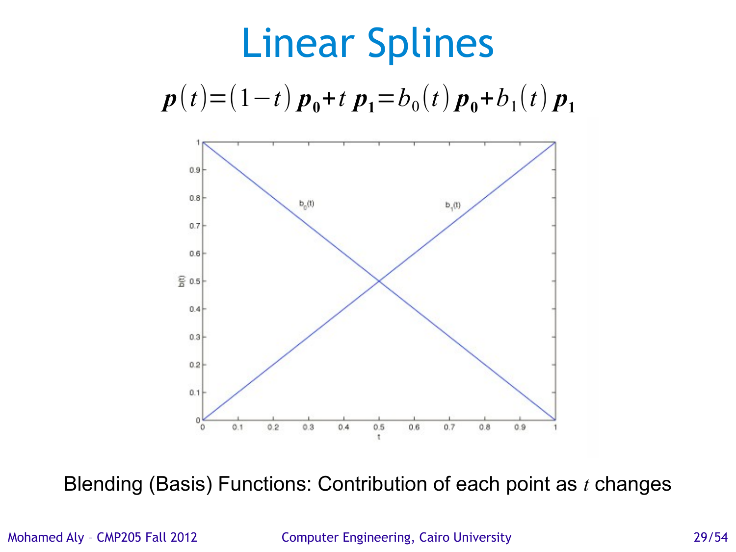# Linear Splines

$$\boldsymbol{p}(t)=(1-t)\,\boldsymbol{p_0}+t\,\boldsymbol{p_1}=b_0(t)\,\boldsymbol{p_0}+b_1(t)\,\boldsymbol{p_1}$$

Blending (Basis) Functions: Contribution of each point as $t$ changes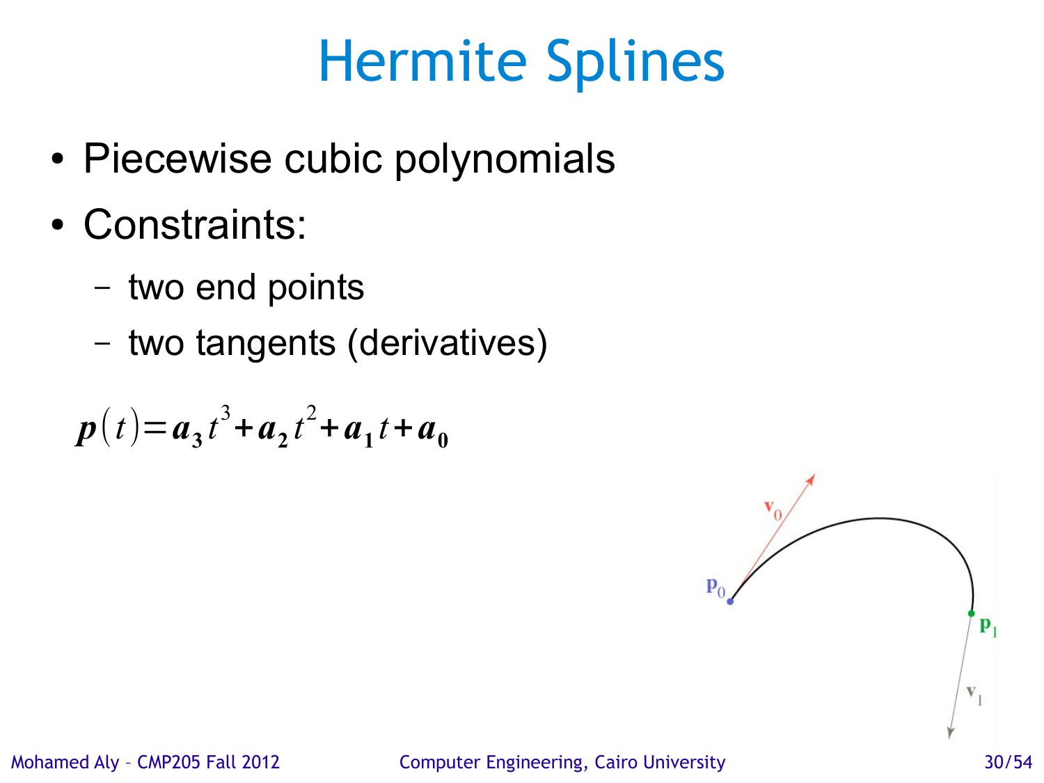# Hermite Splines

- Piecewise cubic polynomials
- Constraints:
  - two end points
  - two tangents (derivatives)

$$\boldsymbol{p}(t) = \boldsymbol{a}_3 t^3 + \boldsymbol{a}_2 t^2 + \boldsymbol{a}_1 t + \boldsymbol{a}_0$$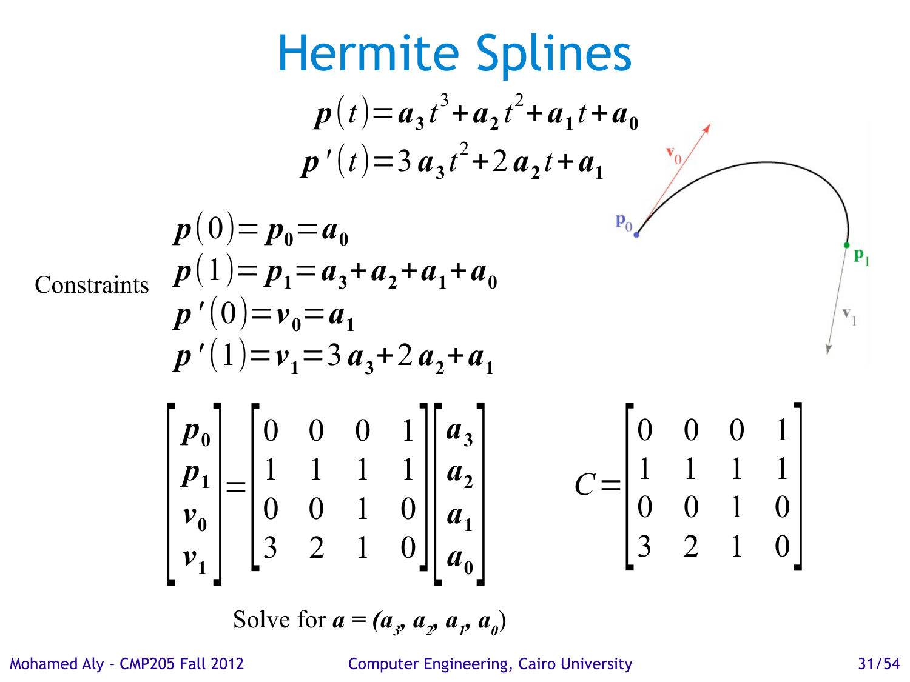# Hermite Splines

$$\boldsymbol{p}(t) = \boldsymbol{a}_3 t^3 + \boldsymbol{a}_2 t^2 + \boldsymbol{a}_1 t + \boldsymbol{a}_0$$

$$\boldsymbol{p}'(t) = 3\boldsymbol{a}_3 t^2 + 2\boldsymbol{a}_2 t + \boldsymbol{a}_1$$

Constraints

$$\boldsymbol{p}(0) = \boldsymbol{p}_0 = \boldsymbol{a}_0$$

$$\boldsymbol{p}(1) = \boldsymbol{p}_1 = \boldsymbol{a}_3 + \boldsymbol{a}_2 + \boldsymbol{a}_1 + \boldsymbol{a}_0$$

$$\boldsymbol{p}'(0) = \boldsymbol{v}_0 = \boldsymbol{a}_1$$

$$\boldsymbol{p}'(1) = \boldsymbol{v}_1 = 3\boldsymbol{a}_3 + 2\boldsymbol{a}_2 + \boldsymbol{a}_1$$

$$\begin{bmatrix} \boldsymbol{p}_0 \\ \boldsymbol{p}_1 \\ \boldsymbol{v}_0 \\ \boldsymbol{v}_1 \end{bmatrix} = \begin{bmatrix} 0 & 0 & 0 & 1 \\ 1 & 1 & 1 & 1 \\ 0 & 0 & 1 & 0 \\ 3 & 2 & 1 & 0 \end{bmatrix} \begin{bmatrix} \boldsymbol{a}_3 \\ \boldsymbol{a}_2 \\ \boldsymbol{a}_1 \\ \boldsymbol{a}_0 \end{bmatrix}$$

$$C = \begin{bmatrix} 0 & 0 & 0 & 1 \\ 1 & 1 & 1 & 1 \\ 0 & 0 & 1 & 0 \\ 3 & 2 & 1 & 0 \end{bmatrix}$$

Solve for $\boldsymbol{a} = (\boldsymbol{a}_3, \boldsymbol{a}_2, \boldsymbol{a}_1, \boldsymbol{a}_0)$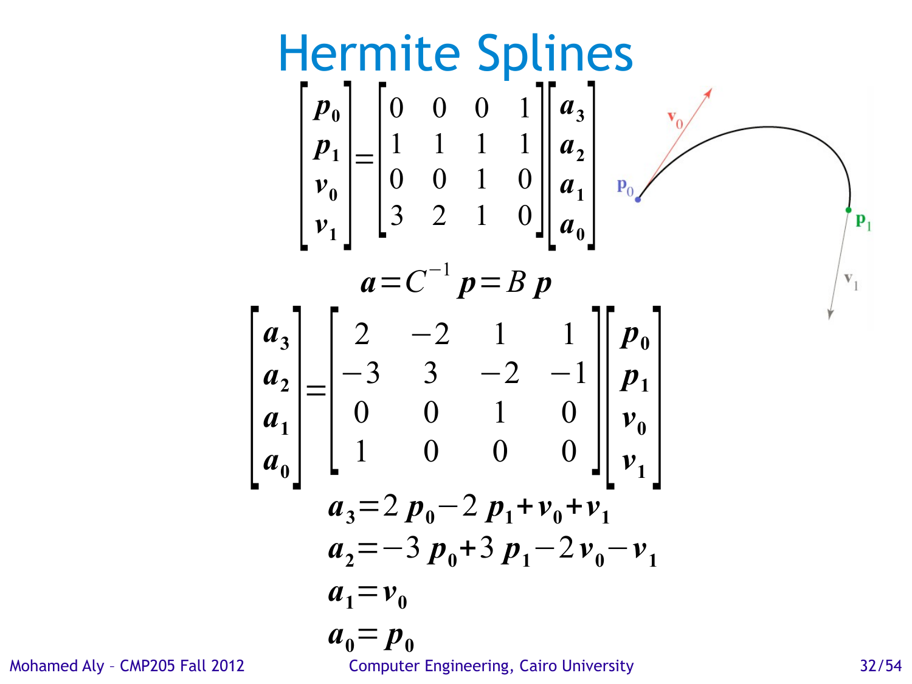# Hermite Splines

$$
\begin{bmatrix} \boldsymbol{p}_0 \\ \boldsymbol{p}_1 \\ \boldsymbol{v}_0 \\ \boldsymbol{v}_1 \end{bmatrix} = \begin{bmatrix} 0 & 0 & 0 & 1 \\ 1 & 1 & 1 & 1 \\ 0 & 0 & 1 & 0 \\ 3 & 2 & 1 & 0 \end{bmatrix} \begin{bmatrix} \boldsymbol{a}_3 \\ \boldsymbol{a}_2 \\ \boldsymbol{a}_1 \\ \boldsymbol{a}_0 \end{bmatrix}
$$

$$
\boldsymbol{a} = C^{-1}\, \boldsymbol{p} = B\, \boldsymbol{p}
$$

$$
\begin{bmatrix} \boldsymbol{a}_3 \\ \boldsymbol{a}_2 \\ \boldsymbol{a}_1 \\ \boldsymbol{a}_0 \end{bmatrix} = \begin{bmatrix} 2 & -2 & 1 & 1 \\ -3 & 3 & -2 & -1 \\ 0 & 0 & 1 & 0 \\ 1 & 0 & 0 & 0 \end{bmatrix} \begin{bmatrix} \boldsymbol{p}_0 \\ \boldsymbol{p}_1 \\ \boldsymbol{v}_0 \\ \boldsymbol{v}_1 \end{bmatrix}
$$

$$
\boldsymbol{a}_3 = 2\,\boldsymbol{p}_0 - 2\,\boldsymbol{p}_1 + \boldsymbol{v}_0 + \boldsymbol{v}_1
$$

$$
\boldsymbol{a}_2 = -3\,\boldsymbol{p}_0 + 3\,\boldsymbol{p}_1 - 2\,\boldsymbol{v}_0 - \boldsymbol{v}_1
$$

$$
\boldsymbol{a}_1 = \boldsymbol{v}_0
$$

$$
\boldsymbol{a}_0 = \boldsymbol{p}_0
$$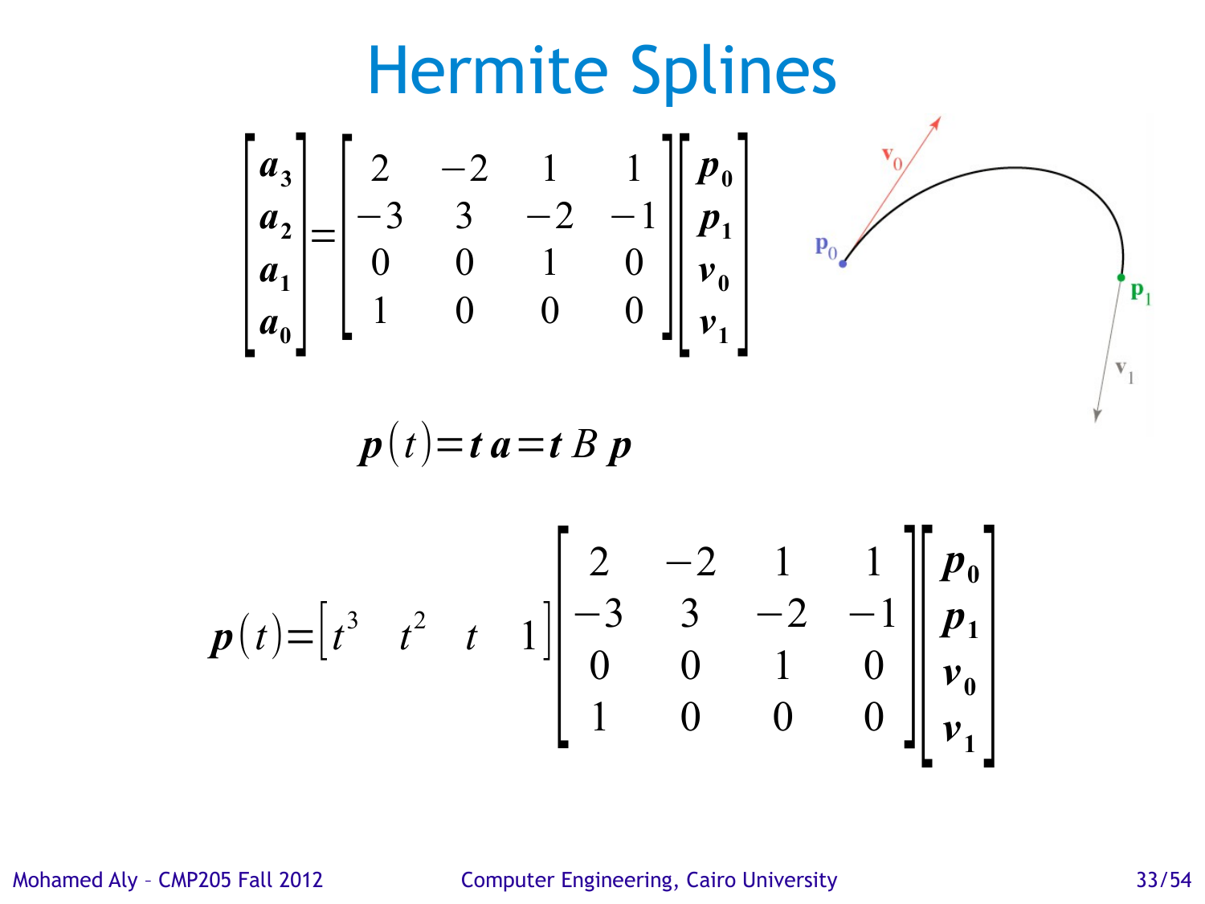# Hermite Splines

$$\begin{bmatrix} \boldsymbol{a}_3 \\ \boldsymbol{a}_2 \\ \boldsymbol{a}_1 \\ \boldsymbol{a}_0 \end{bmatrix} = \begin{bmatrix} 2 & -2 & 1 & 1 \\ -3 & 3 & -2 & -1 \\ 0 & 0 & 1 & 0 \\ 1 & 0 & 0 & 0 \end{bmatrix} \begin{bmatrix} \boldsymbol{p}_0 \\ \boldsymbol{p}_1 \\ \boldsymbol{v}_0 \\ \boldsymbol{v}_1 \end{bmatrix}$$

$$\boldsymbol{p}(t) = \boldsymbol{t}\,\boldsymbol{a} = \boldsymbol{t}\,B\,\boldsymbol{p}$$

$$\boldsymbol{p}(t) = \begin{bmatrix} t^3 & t^2 & t & 1 \end{bmatrix} \begin{bmatrix} 2 & -2 & 1 & 1 \\ -3 & 3 & -2 & -1 \\ 0 & 0 & 1 & 0 \\ 1 & 0 & 0 & 0 \end{bmatrix} \begin{bmatrix} \boldsymbol{p}_0 \\ \boldsymbol{p}_1 \\ \boldsymbol{v}_0 \\ \boldsymbol{v}_1 \end{bmatrix}$$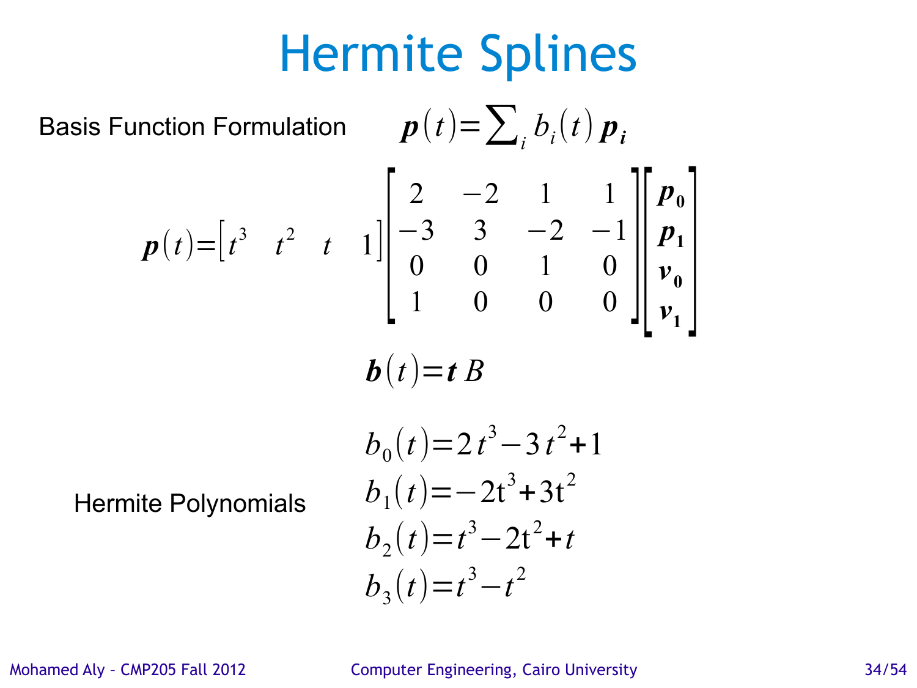# Hermite Splines

Basis Function Formulation $\boldsymbol{p}(t) = \sum_i b_i(t)\, \boldsymbol{p_i}$

$$\boldsymbol{p}(t) = \begin{bmatrix} t^3 & t^2 & t & 1 \end{bmatrix} \begin{bmatrix} 2 & -2 & 1 & 1 \\ -3 & 3 & -2 & -1 \\ 0 & 0 & 1 & 0 \\ 1 & 0 & 0 & 0 \end{bmatrix} \begin{bmatrix} \boldsymbol{p_0} \\ \boldsymbol{p_1} \\ \boldsymbol{v_0} \\ \boldsymbol{v_1} \end{bmatrix}$$

$$\boldsymbol{b}(t) = \boldsymbol{t}\, B$$

Hermite Polynomials

$$b_0(t) = 2t^3 - 3t^2 + 1$$
$$b_1(t) = -2t^3 + 3t^2$$
$$b_2(t) = t^3 - 2t^2 + t$$
$$b_3(t) = t^3 - t^2$$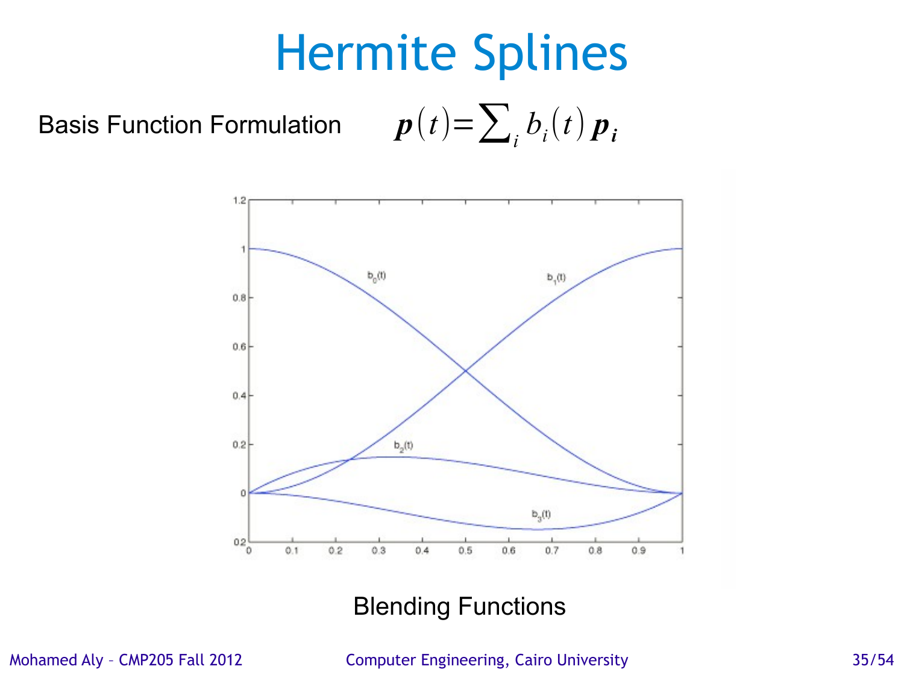# Hermite Splines

Basis Function Formulation $\quad \boldsymbol{p}(t) = \sum_i b_i(t)\, \boldsymbol{p}_i$

Blending Functions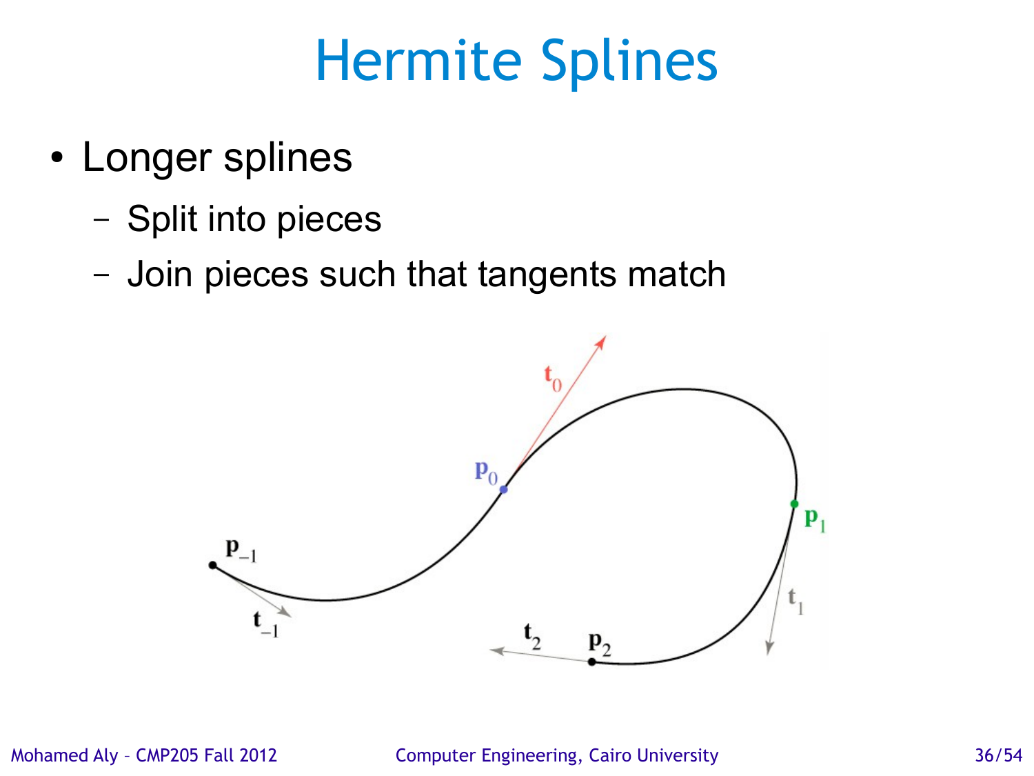# Hermite Splines

- Longer splines
  - Split into pieces
  - Join pieces such that tangents match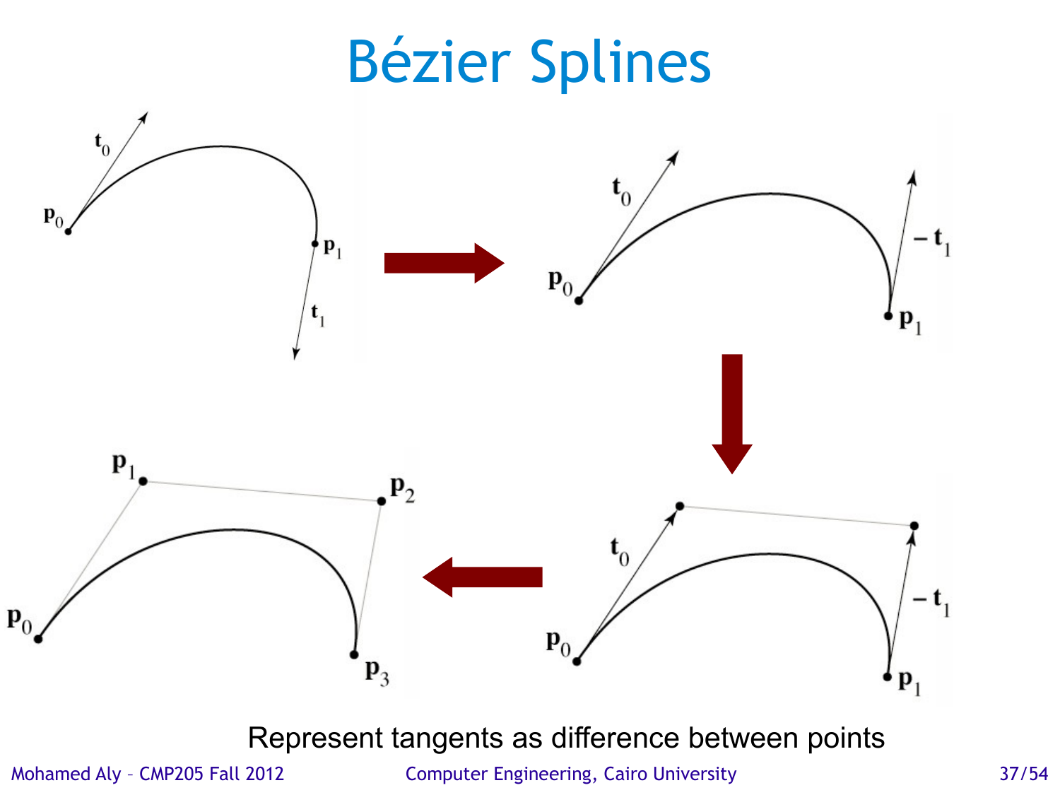# Bézier Splines

Represent tangents as difference between points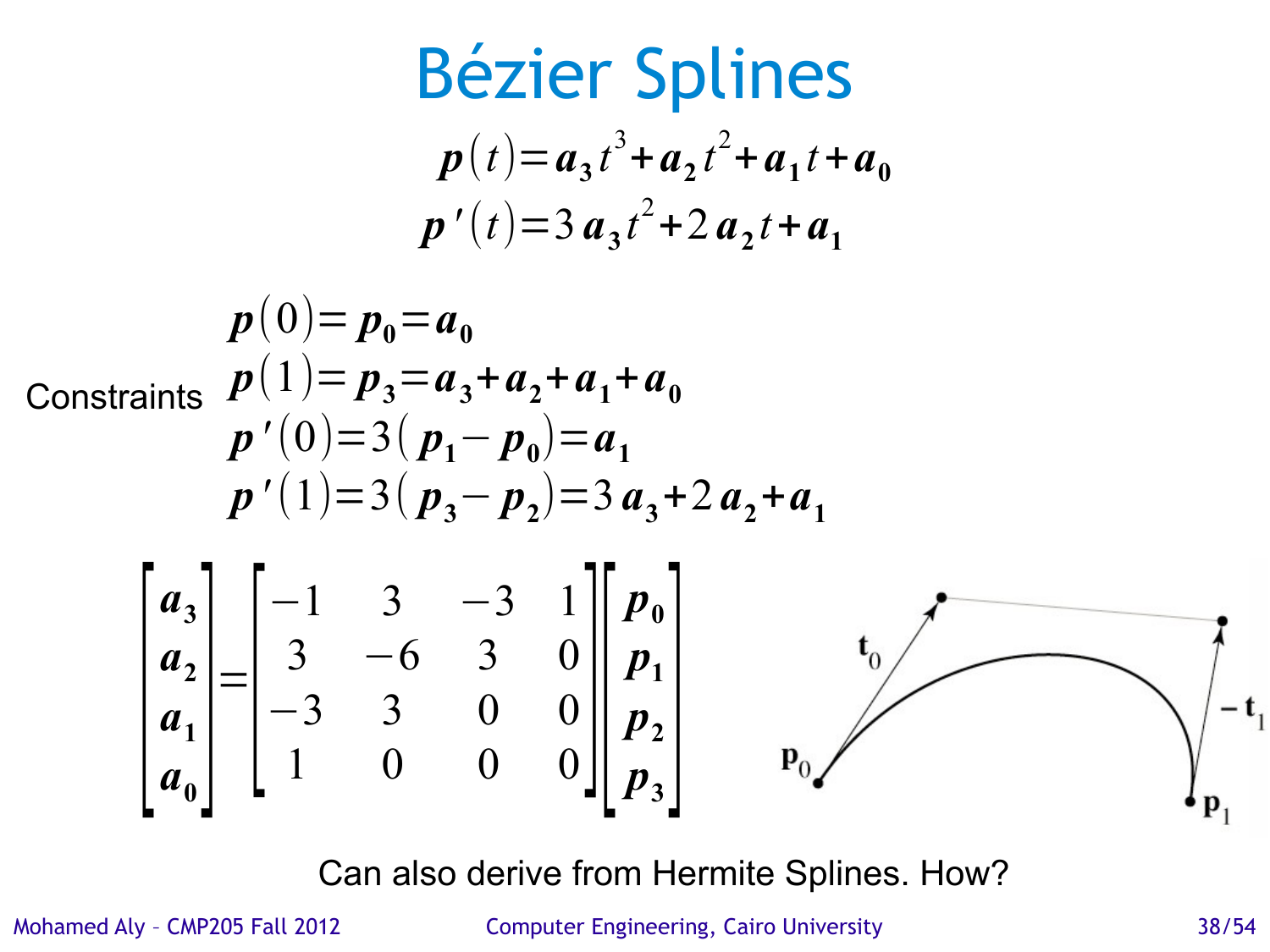# Bézier Splines

$$\boldsymbol{p}(t) = \boldsymbol{a}_3 t^3 + \boldsymbol{a}_2 t^2 + \boldsymbol{a}_1 t + \boldsymbol{a}_0$$

$$\boldsymbol{p}'(t) = 3\boldsymbol{a}_3 t^2 + 2\boldsymbol{a}_2 t + \boldsymbol{a}_1$$

Constraints

$$\boldsymbol{p}(0) = \boldsymbol{p}_0 = \boldsymbol{a}_0$$

$$\boldsymbol{p}(1) = \boldsymbol{p}_3 = \boldsymbol{a}_3 + \boldsymbol{a}_2 + \boldsymbol{a}_1 + \boldsymbol{a}_0$$

$$\boldsymbol{p}'(0) = 3(\boldsymbol{p}_1 - \boldsymbol{p}_0) = \boldsymbol{a}_1$$

$$\boldsymbol{p}'(1) = 3(\boldsymbol{p}_3 - \boldsymbol{p}_2) = 3\boldsymbol{a}_3 + 2\boldsymbol{a}_2 + \boldsymbol{a}_1$$

$$\begin{bmatrix} \boldsymbol{a}_3 \\ \boldsymbol{a}_2 \\ \boldsymbol{a}_1 \\ \boldsymbol{a}_0 \end{bmatrix} = \begin{bmatrix} -1 & 3 & -3 & 1 \\ 3 & -6 & 3 & 0 \\ -3 & 3 & 0 & 0 \\ 1 & 0 & 0 & 0 \end{bmatrix} \begin{bmatrix} \boldsymbol{p}_0 \\ \boldsymbol{p}_1 \\ \boldsymbol{p}_2 \\ \boldsymbol{p}_3 \end{bmatrix}$$

$\mathbf{t}_0$, $-\mathbf{t}_1$, $\mathbf{p}_0$, $\mathbf{p}_1$

Can also derive from Hermite Splines. How?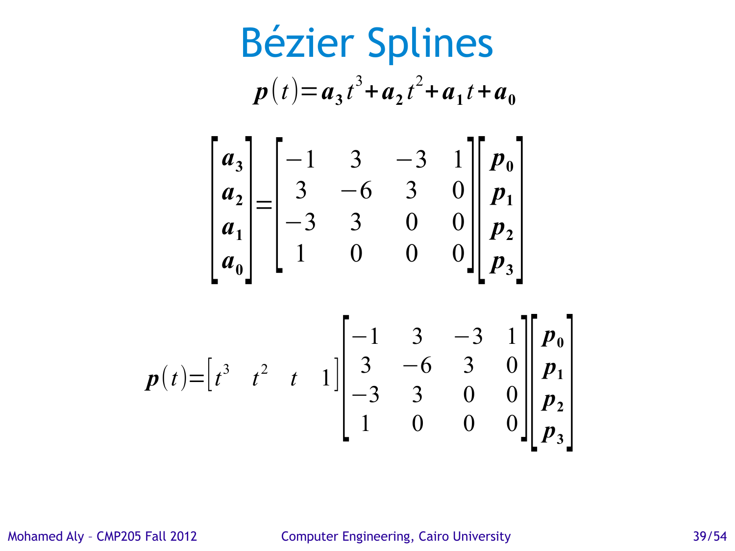# Bézier Splines

$$\boldsymbol{p}(t) = \boldsymbol{a_3} t^3 + \boldsymbol{a_2} t^2 + \boldsymbol{a_1} t + \boldsymbol{a_0}$$

$$\begin{bmatrix} \boldsymbol{a_3} \\ \boldsymbol{a_2} \\ \boldsymbol{a_1} \\ \boldsymbol{a_0} \end{bmatrix} = \begin{bmatrix} -1 & 3 & -3 & 1 \\ 3 & -6 & 3 & 0 \\ -3 & 3 & 0 & 0 \\ 1 & 0 & 0 & 0 \end{bmatrix} \begin{bmatrix} \boldsymbol{p_0} \\ \boldsymbol{p_1} \\ \boldsymbol{p_2} \\ \boldsymbol{p_3} \end{bmatrix}$$

$$\boldsymbol{p}(t) = \begin{bmatrix} t^3 & t^2 & t & 1 \end{bmatrix} \begin{bmatrix} -1 & 3 & -3 & 1 \\ 3 & -6 & 3 & 0 \\ -3 & 3 & 0 & 0 \\ 1 & 0 & 0 & 0 \end{bmatrix} \begin{bmatrix} \boldsymbol{p_0} \\ \boldsymbol{p_1} \\ \boldsymbol{p_2} \\ \boldsymbol{p_3} \end{bmatrix}$$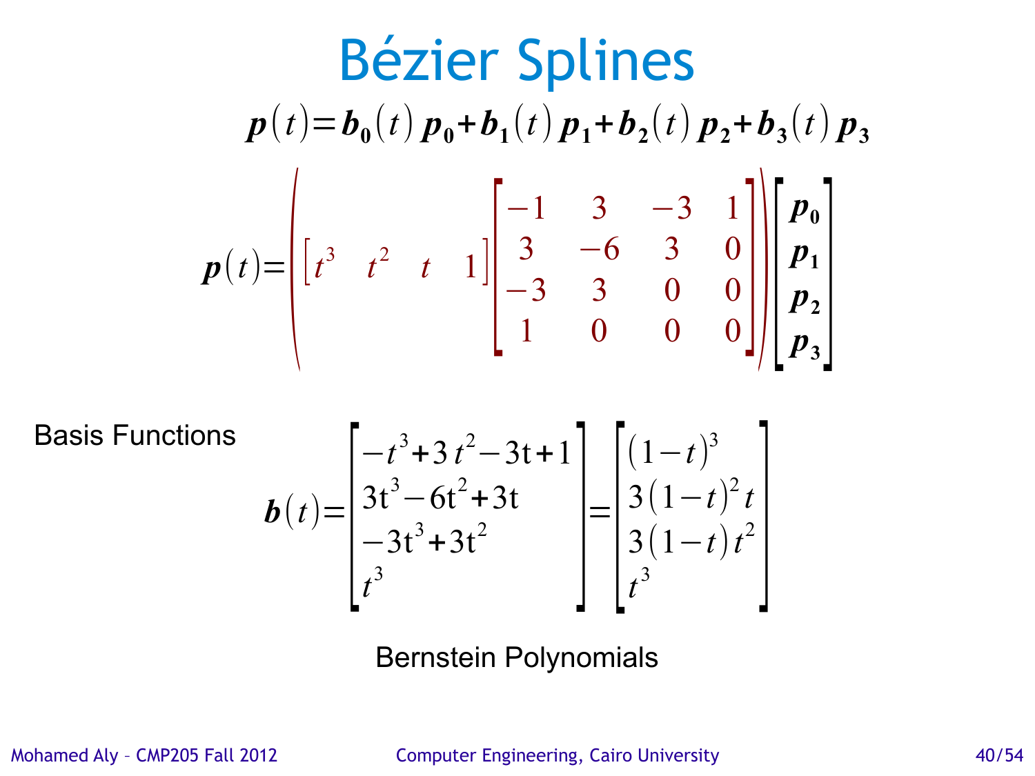# Bézier Splines

$$\boldsymbol{p}(t)=\boldsymbol{b}_0(t)\,\boldsymbol{p}_0+\boldsymbol{b}_1(t)\,\boldsymbol{p}_1+\boldsymbol{b}_2(t)\,\boldsymbol{p}_2+\boldsymbol{b}_3(t)\,\boldsymbol{p}_3$$

$$\boldsymbol{p}(t)=\left(\begin{bmatrix} t^3 & t^2 & t & 1 \end{bmatrix}\begin{bmatrix} -1 & 3 & -3 & 1 \\ 3 & -6 & 3 & 0 \\ -3 & 3 & 0 & 0 \\ 1 & 0 & 0 & 0 \end{bmatrix}\right)\begin{bmatrix} \boldsymbol{p}_0 \\ \boldsymbol{p}_1 \\ \boldsymbol{p}_2 \\ \boldsymbol{p}_3 \end{bmatrix}$$

Basis Functions

$$\boldsymbol{b}(t)=\begin{bmatrix} -t^3+3t^2-3t+1 \\ 3t^3-6t^2+3t \\ -3t^3+3t^2 \\ t^3 \end{bmatrix}=\begin{bmatrix} (1-t)^3 \\ 3(1-t)^2 t \\ 3(1-t)t^2 \\ t^3 \end{bmatrix}$$

Bernstein Polynomials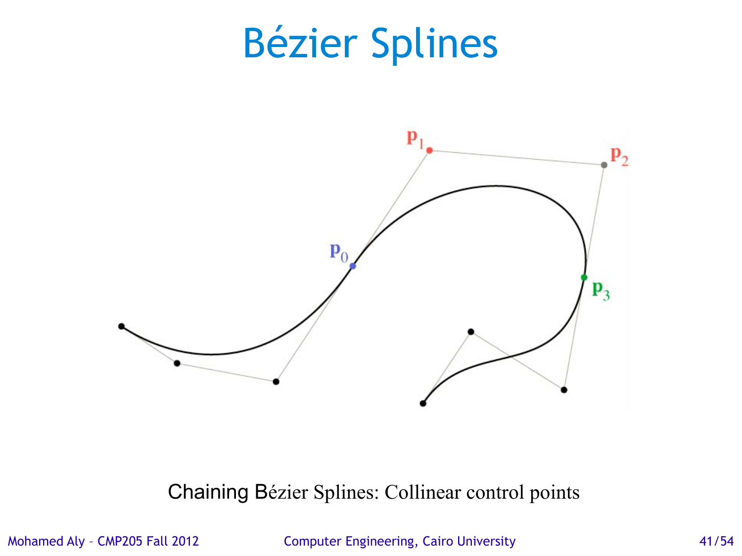# Bézier Splines

Chaining Bézier Splines: Collinear control points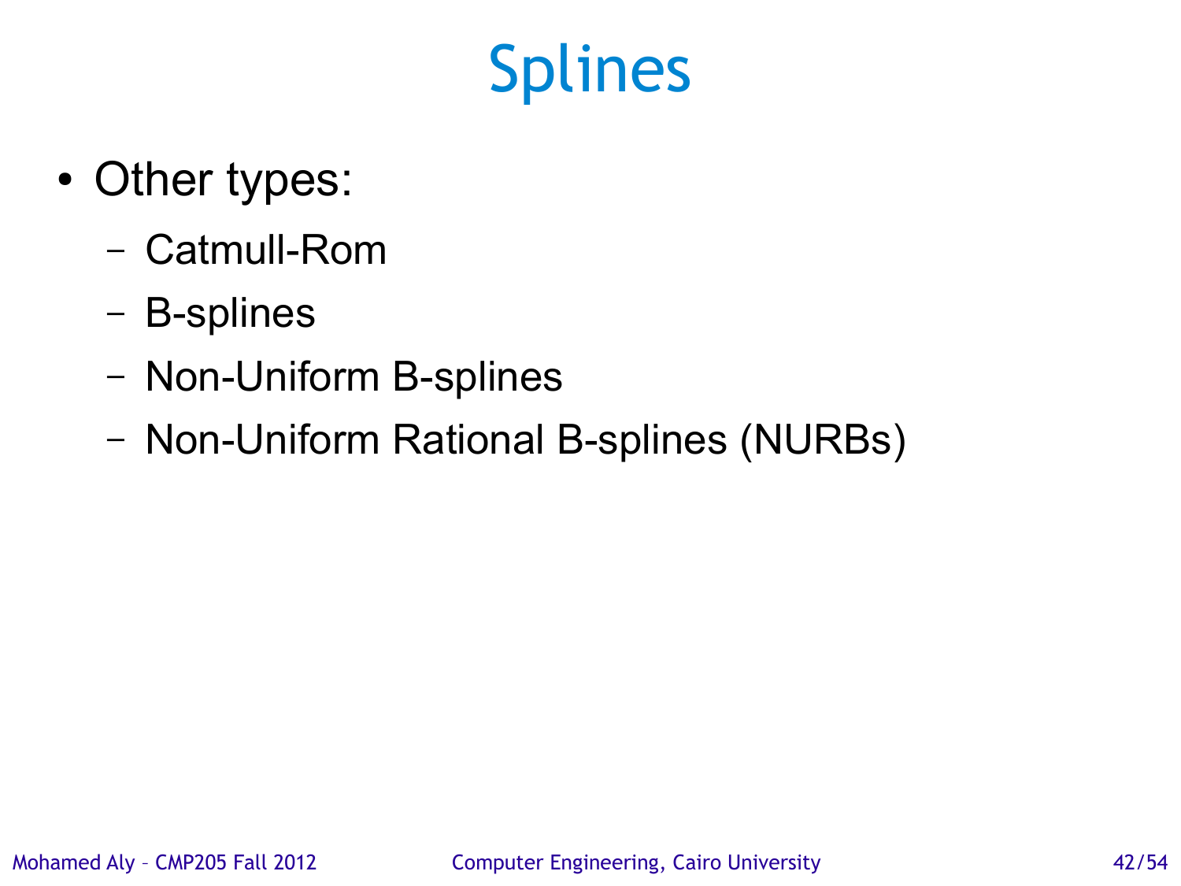# Splines

- Other types:
  - Catmull-Rom
  - B-splines
  - Non-Uniform B-splines
  - Non-Uniform Rational B-splines (NURBs)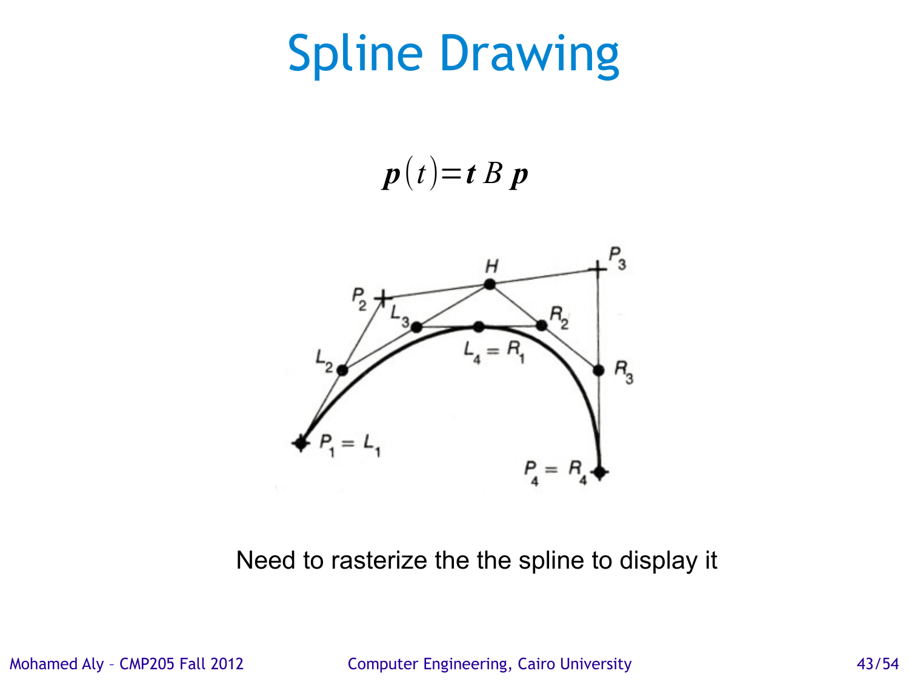# Spline Drawing

$$\boldsymbol{p}(t) = \boldsymbol{t}\, B\, \boldsymbol{p}$$

Need to rasterize the the spline to display it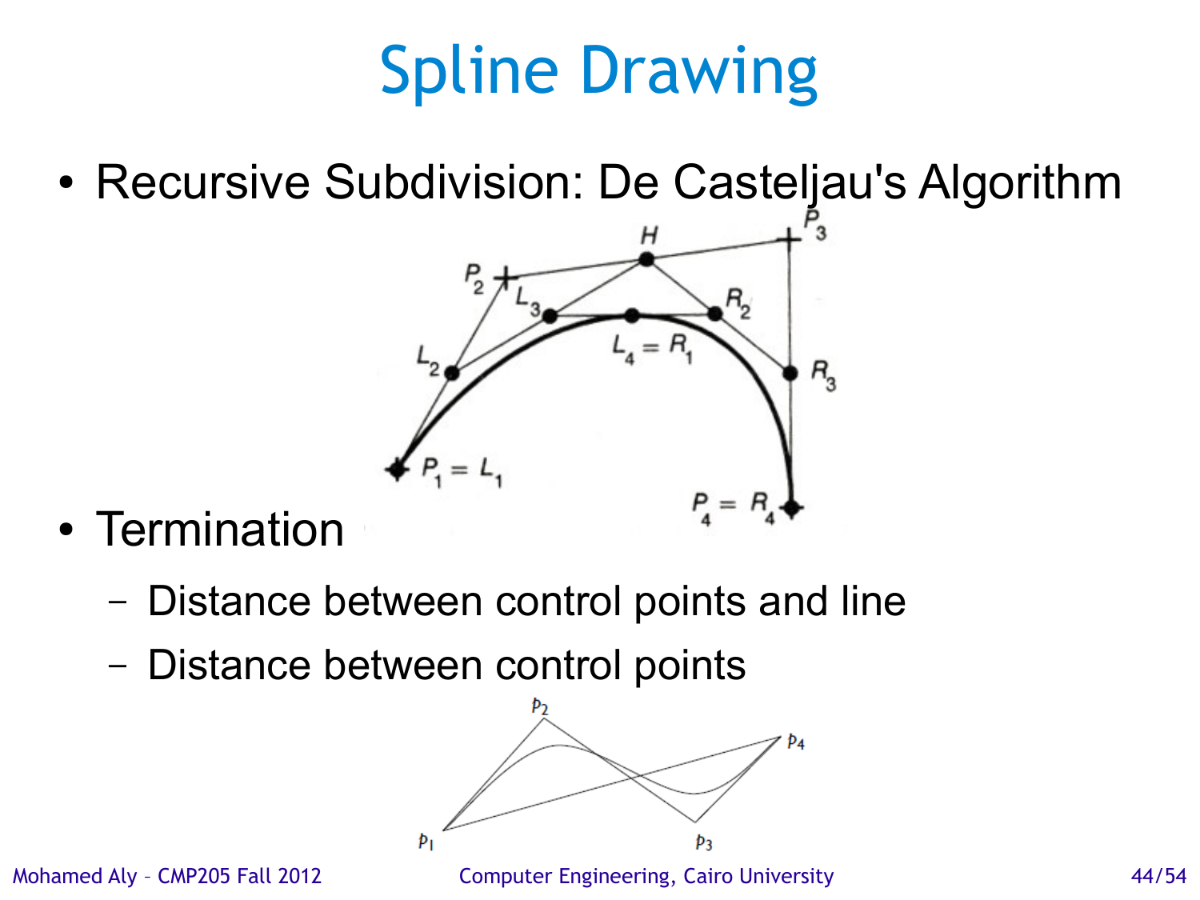# Spline Drawing

- Recursive Subdivision: De Casteljau's Algorithm
- Termination
  - Distance between control points and line
  - Distance between control points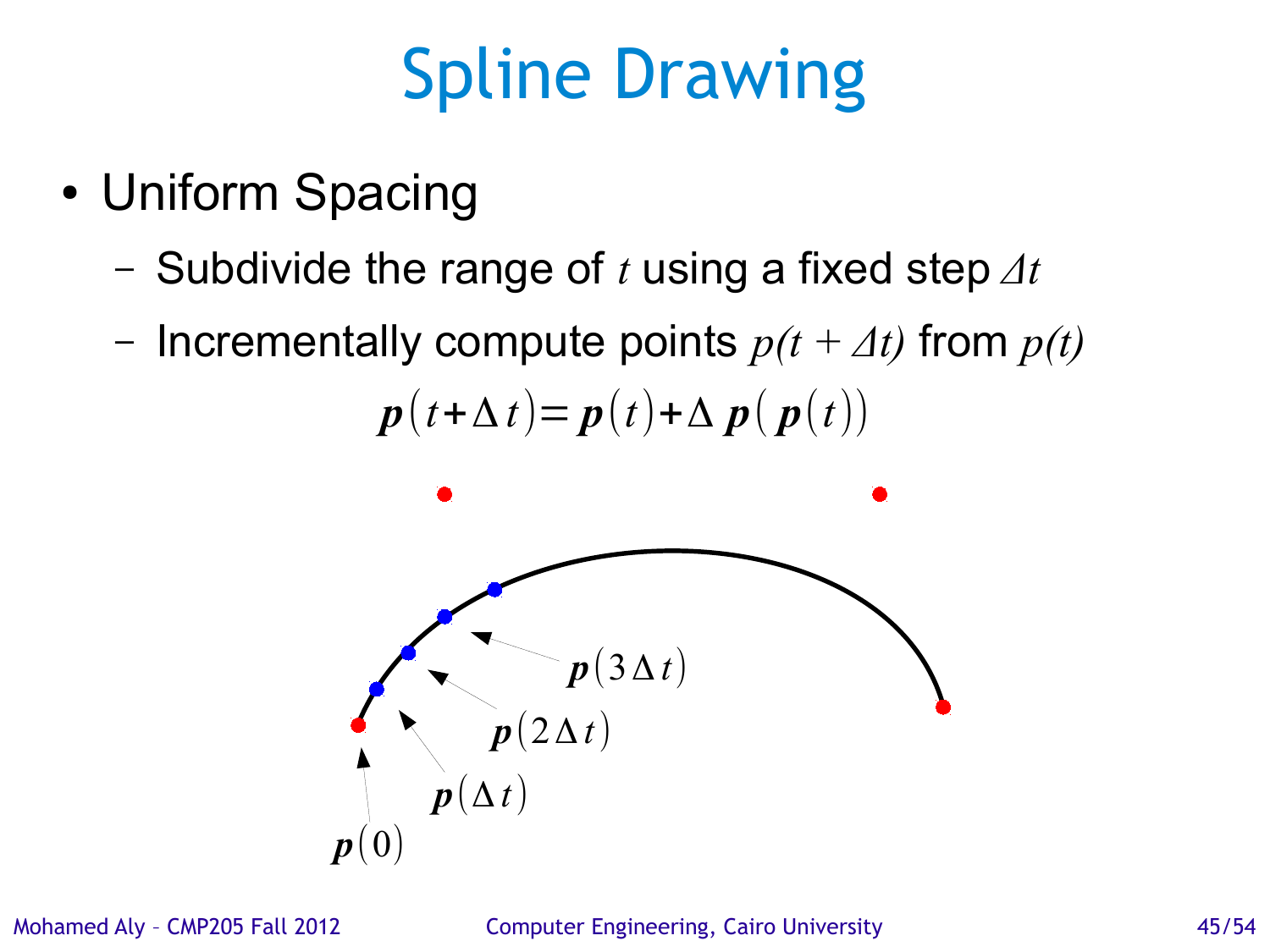# Spline Drawing

- Uniform Spacing
  - Subdivide the range of $t$ using a fixed step $\Delta t$
  - Incrementally compute points $p(t + \Delta t)$ from $p(t)$

$$\boldsymbol{p}(t+\Delta t)=\boldsymbol{p}(t)+\Delta \boldsymbol{p}(\boldsymbol{p}(t))$$

$\boldsymbol{p}(3\Delta t)$

$\boldsymbol{p}(2\Delta t)$

$\boldsymbol{p}(\Delta t)$

$\boldsymbol{p}(0)$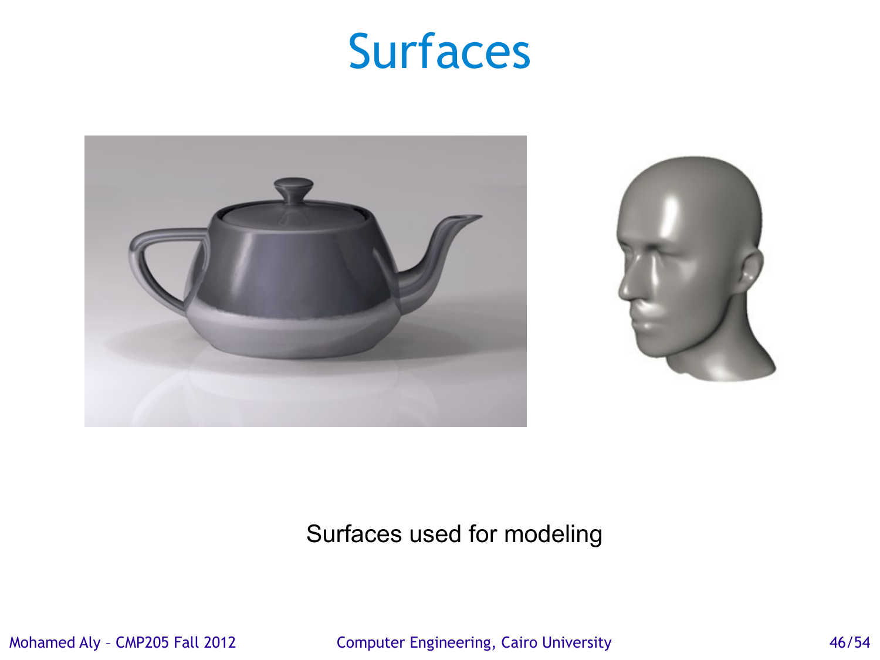# Surfaces

Surfaces used for modeling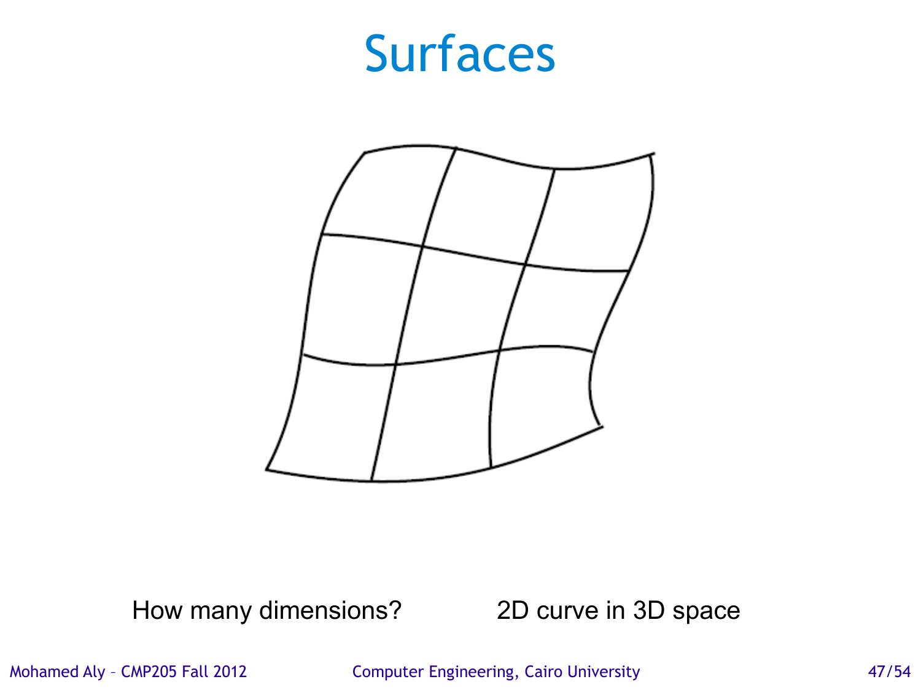# Surfaces

How many dimensions? 2D curve in 3D space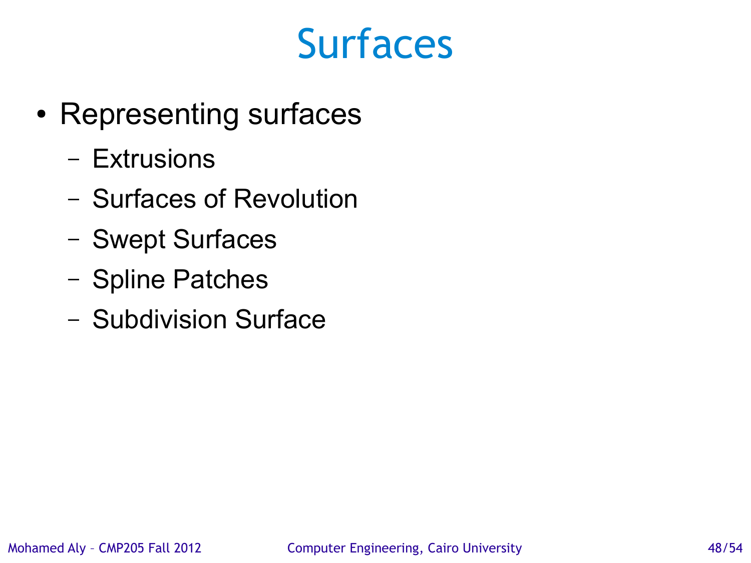# Surfaces

- Representing surfaces
  - Extrusions
  - Surfaces of Revolution
  - Swept Surfaces
  - Spline Patches
  - Subdivision Surface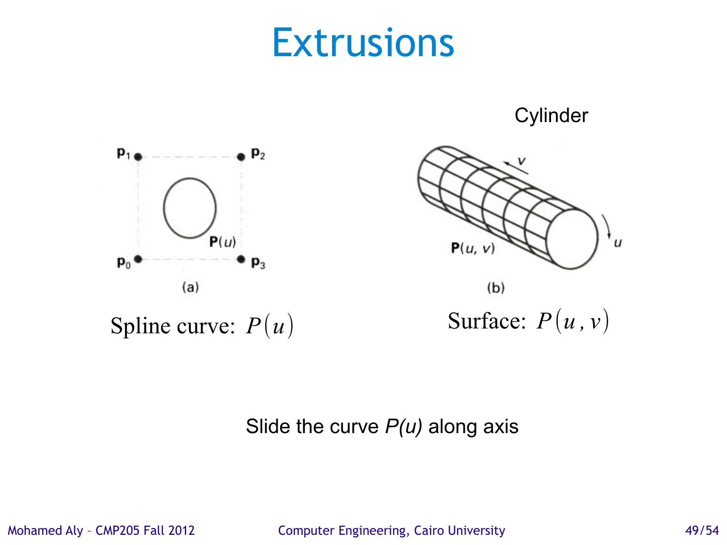# Extrusions

Cylinder

(a)

Spline curve: $P(u)$

(b)

Surface: $P(u, v)$

Slide the curve *P(u)* along axis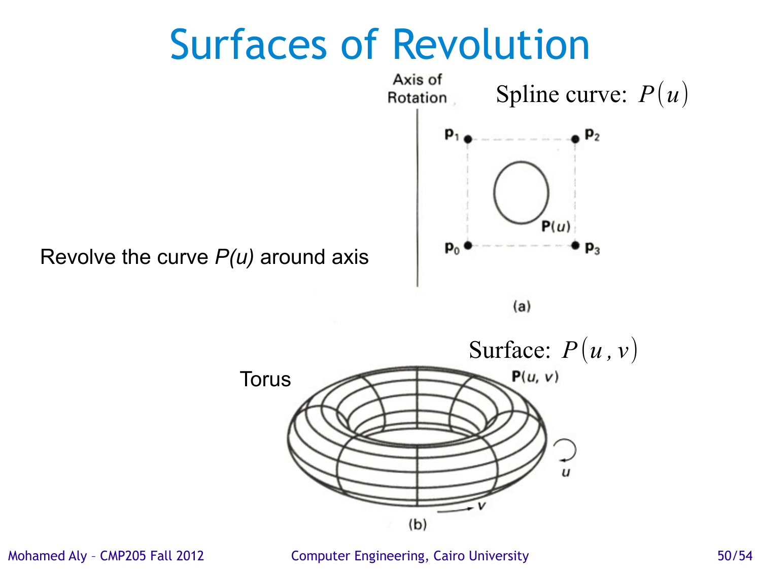# Surfaces of Revolution

Revolve the curve *P(u)* around axis

Axis of Rotation

Spline curve: $P(u)$

$\mathbf{p}_1$ $\mathbf{p}_2$ $\mathbf{P}(u)$ $\mathbf{p}_0$ $\mathbf{p}_3$

(a)

Surface: $P(u, v)$

Torus

$\mathbf{P}(u, v)$

$u$

$v$

(b)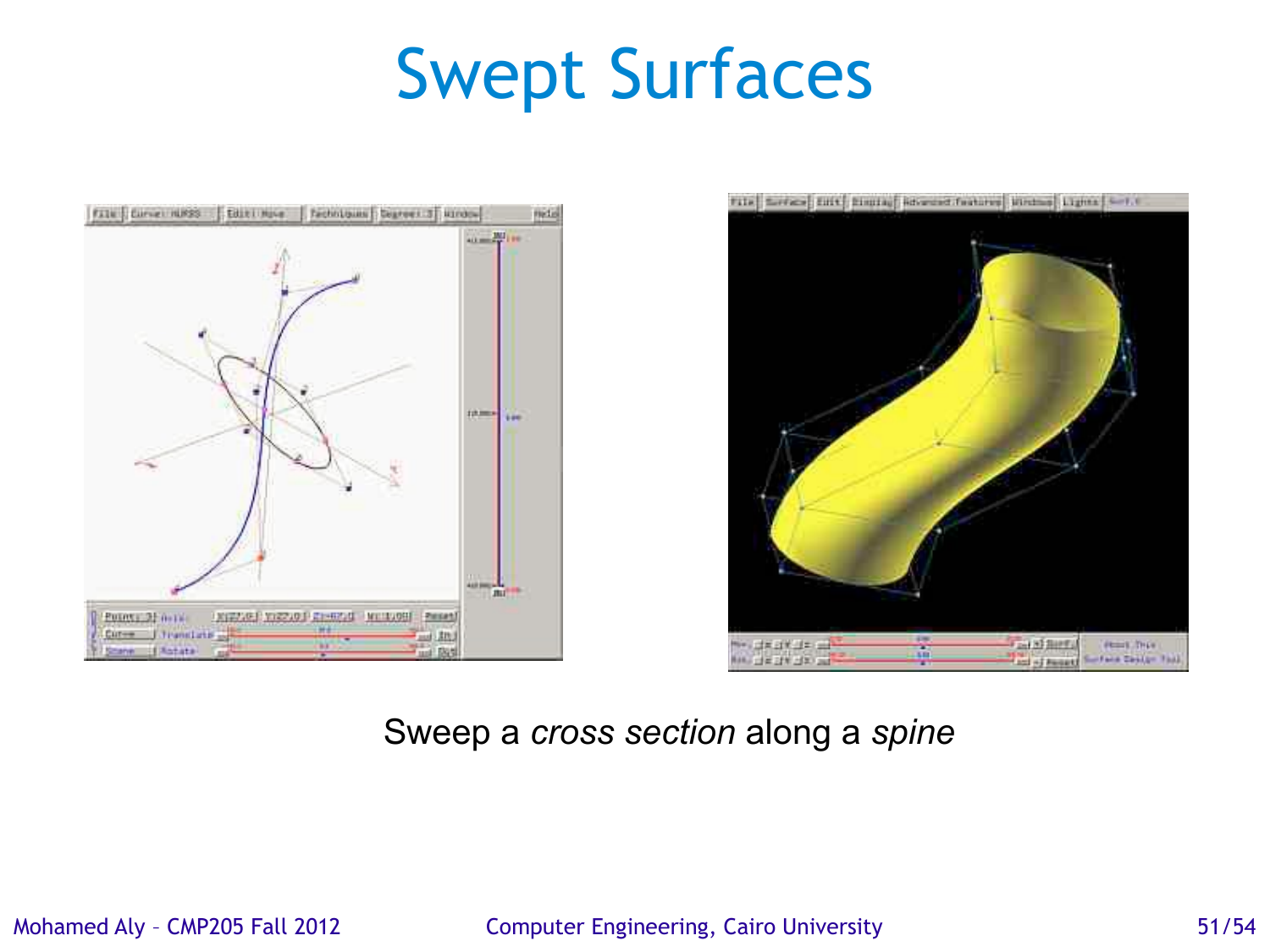# Swept Surfaces

Sweep a *cross section* along a *spine*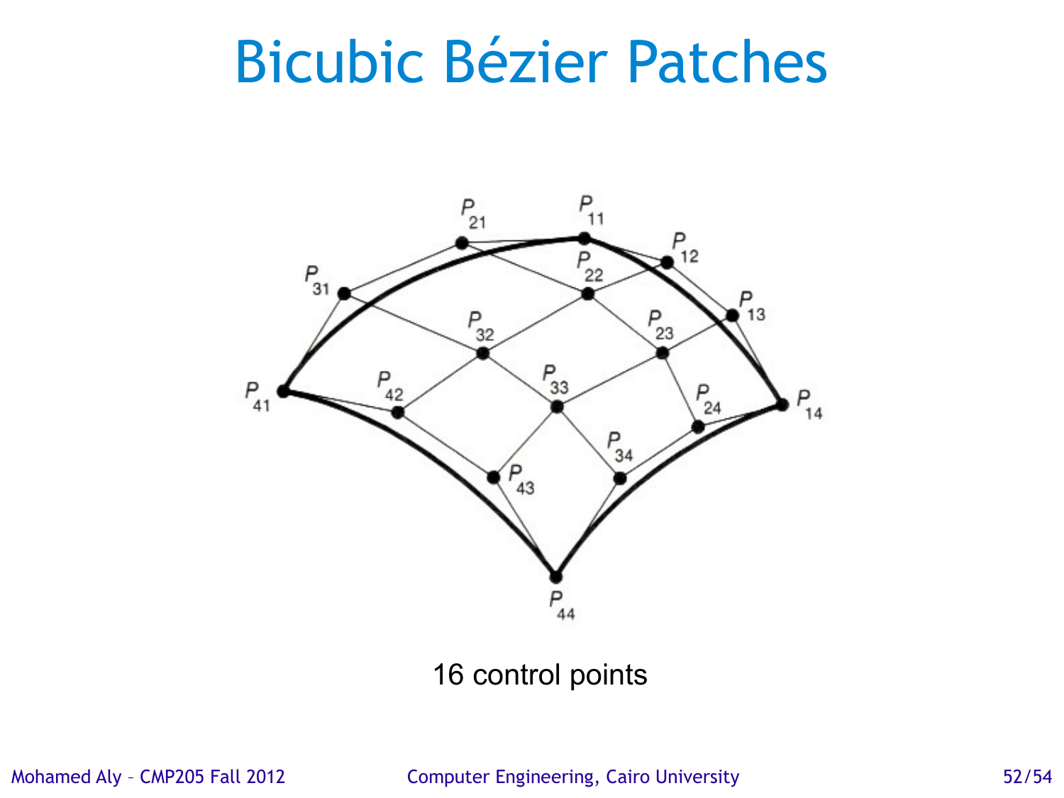# Bicubic Bézier Patches

$P_{11}$ $P_{12}$ $P_{13}$ $P_{14}$

$P_{21}$ $P_{22}$ $P_{23}$ $P_{24}$

$P_{31}$ $P_{32}$ $P_{33}$ $P_{34}$

$P_{41}$ $P_{42}$ $P_{43}$ $P_{44}$

16 control points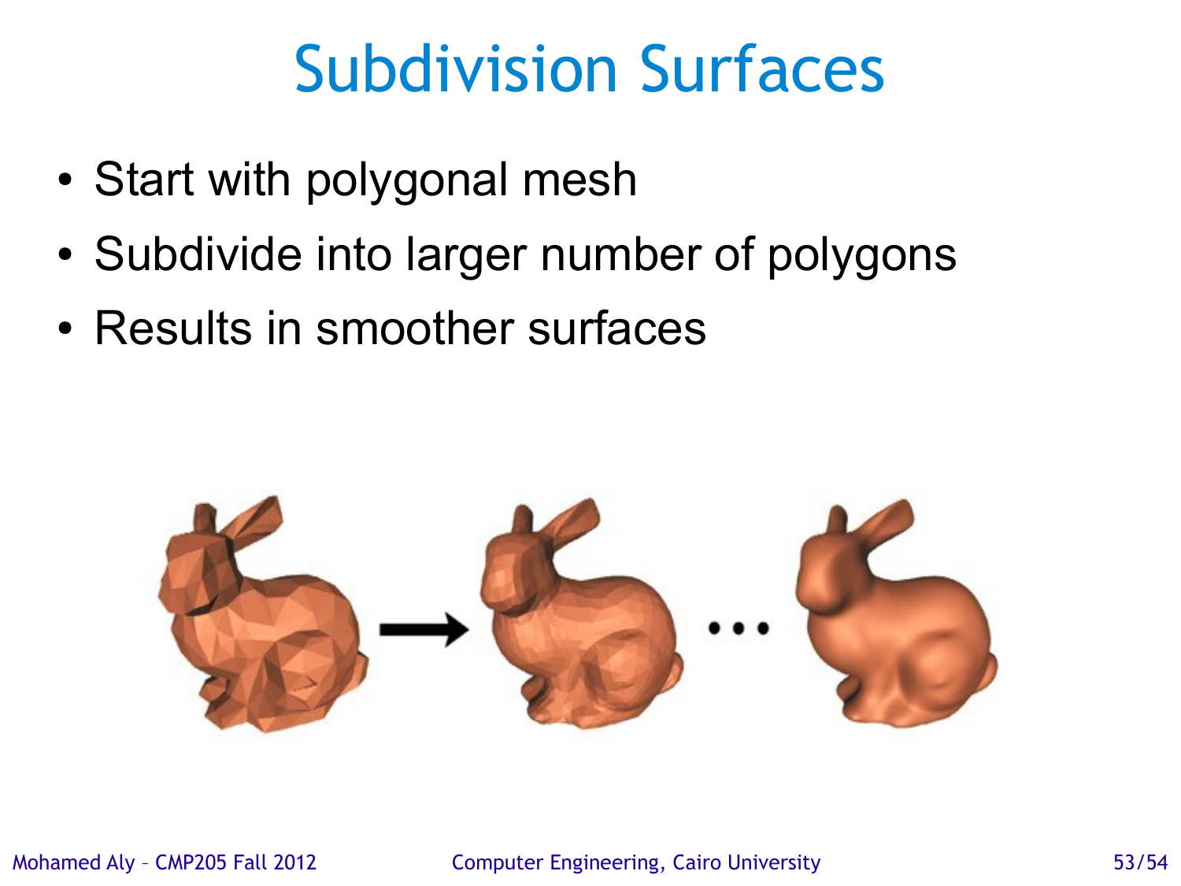# Subdivision Surfaces

- Start with polygonal mesh
- Subdivide into larger number of polygons
- Results in smoother surfaces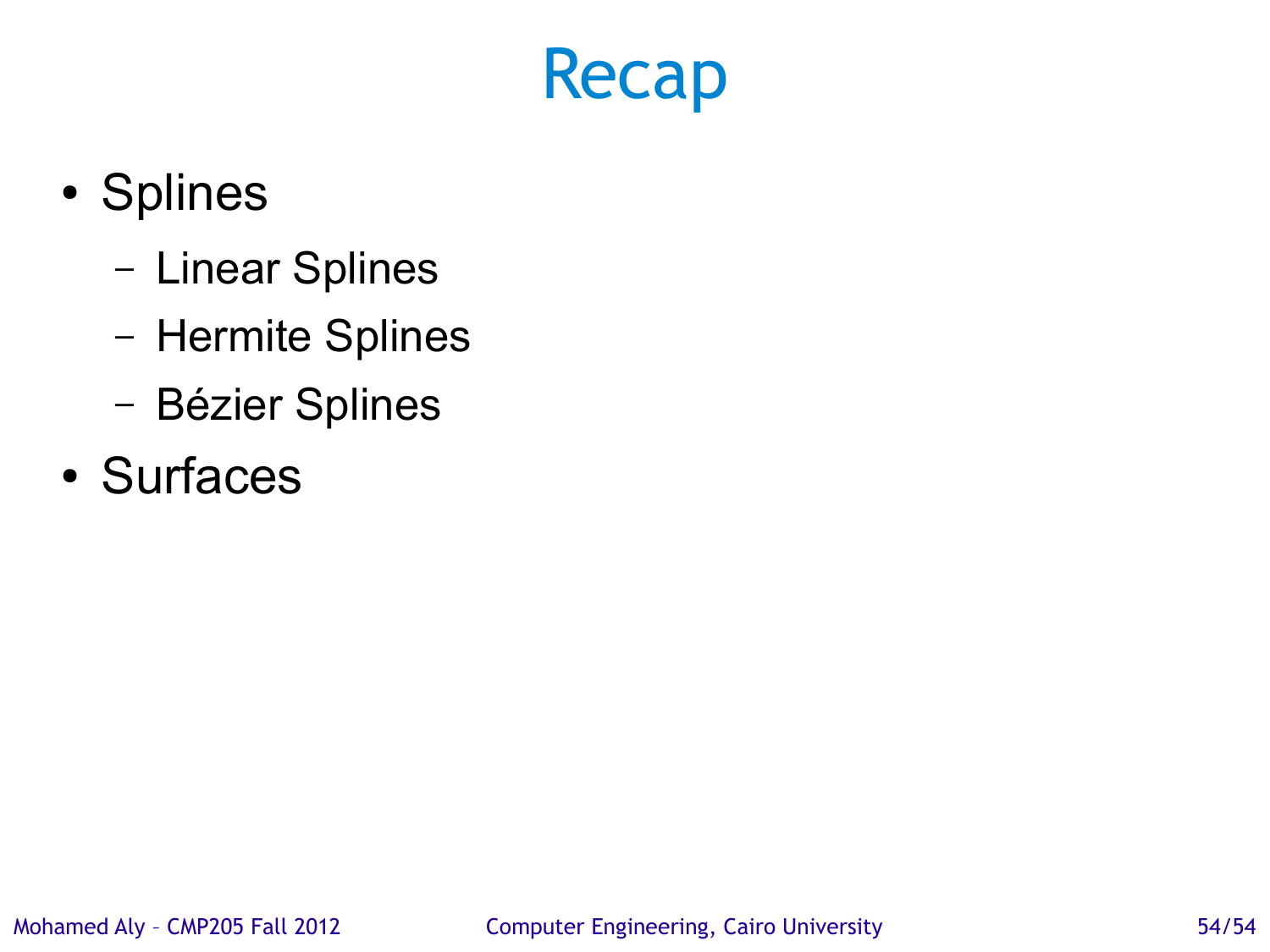# Recap

- Splines
  - Linear Splines
  - Hermite Splines
  - Bézier Splines
- Surfaces